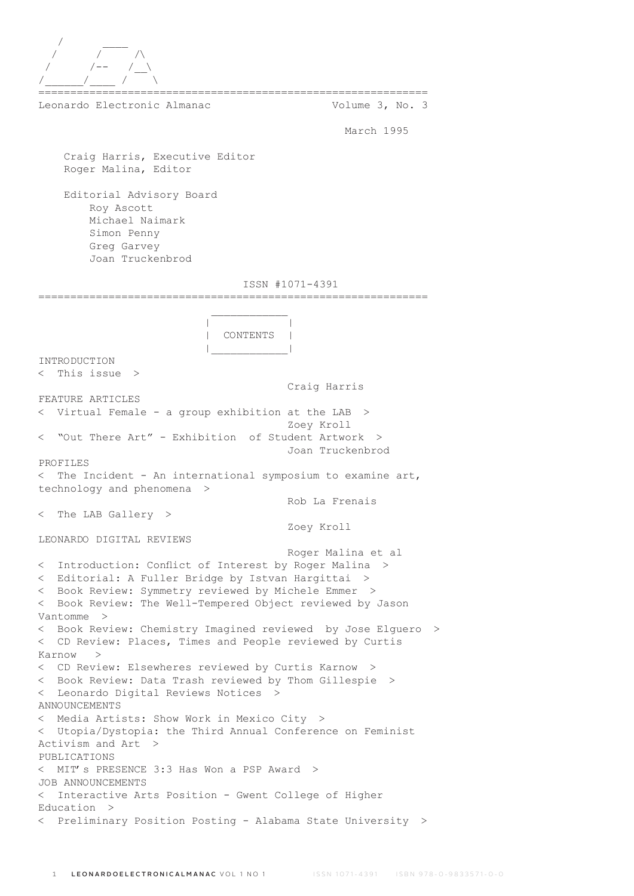```
   /       ____
  /       /     /\
 /       /--   /__\
/______/____ /    \
```

=============================================================

Leonardo Electronic Almanac — Volume 3, No. 3

March 1995

Craig Harris, Executive Editor
Roger Malina, Editor

Editorial Advisory Board
- Roy Ascott
- Michael Naimark
- Simon Penny
- Greg Garvey
- Joan Truckenbrod

ISSN #1071-4391

=============================================================

## CONTENTS

INTRODUCTION

< This issue >
Craig Harris

FEATURE ARTICLES

< Virtual Female - a group exhibition at the LAB >
Zoey Kroll

< "Out There Art" - Exhibition of Student Artwork >
Joan Truckenbrod

PROFILES

< The Incident - An international symposium to examine art, technology and phenomena >
Rob La Frenais

< The LAB Gallery >
Zoey Kroll

LEONARDO DIGITAL REVIEWS
Roger Malina et al

< Introduction: Conflict of Interest by Roger Malina >
< Editorial: A Fuller Bridge by Istvan Hargittai >
< Book Review: Symmetry reviewed by Michele Emmer >
< Book Review: The Well-Tempered Object reviewed by Jason Vantomme >
< Book Review: Chemistry Imagined reviewed by Jose Elguero >
< CD Review: Places, Times and People reviewed by Curtis Karnow >
< CD Review: Elsewheres reviewed by Curtis Karnow >
< Book Review: Data Trash reviewed by Thom Gillespie >
< Leonardo Digital Reviews Notices >

ANNOUNCEMENTS

< Media Artists: Show Work in Mexico City >
< Utopia/Dystopia: the Third Annual Conference on Feminist Activism and Art >

PUBLICATIONS

< MIT's PRESENCE 3:3 Has Won a PSP Award >

JOB ANNOUNCEMENTS

< Interactive Arts Position - Gwent College of Higher Education >
< Preliminary Position Posting - Alabama State University >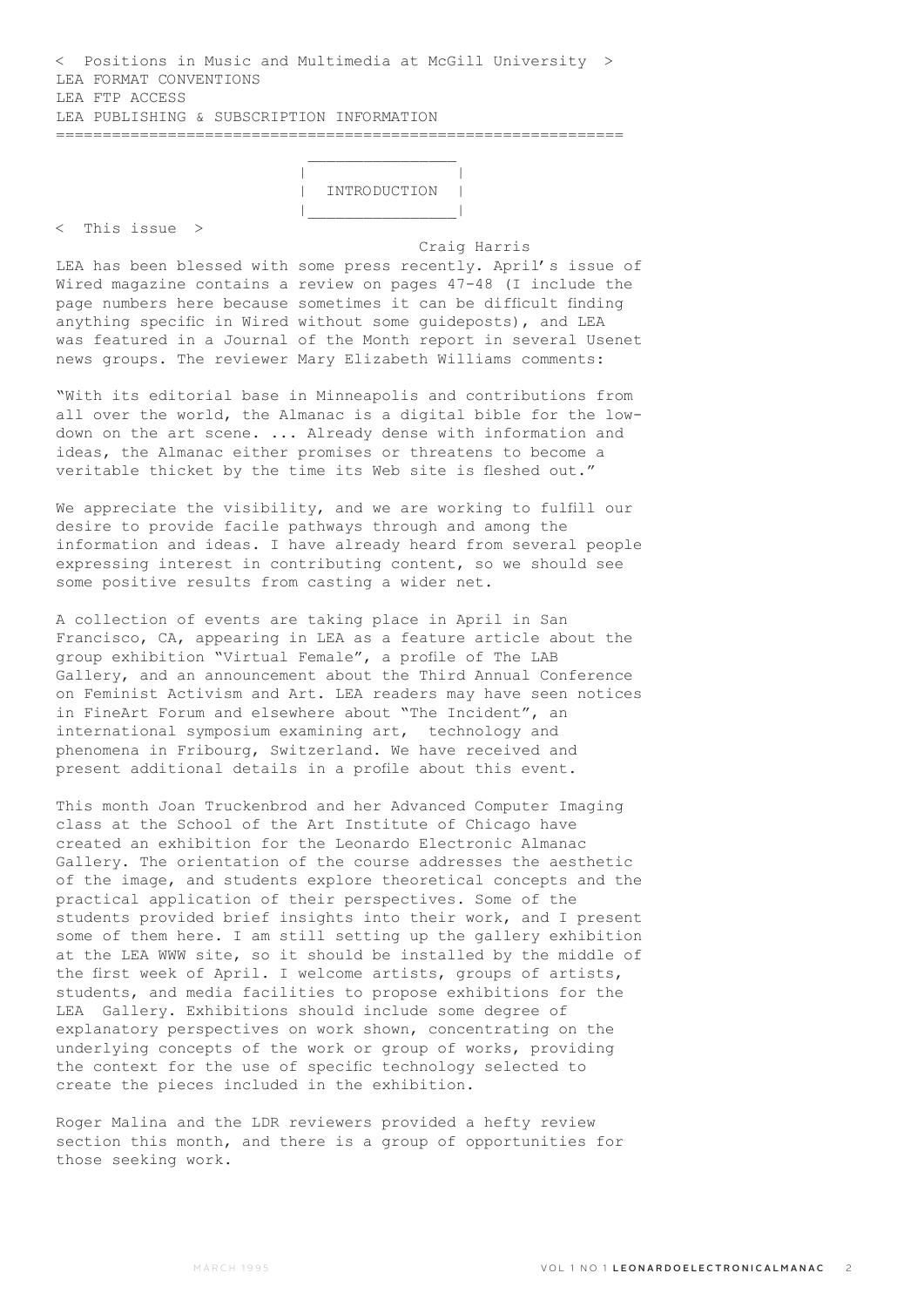< Positions in Music and Multimedia at McGill University >
LEA FORMAT CONVENTIONS
LEA FTP ACCESS
LEA PUBLISHING & SUBSCRIPTION INFORMATION

# INTRODUCTION

< This issue >

Craig Harris

LEA has been blessed with some press recently. April's issue of Wired magazine contains a review on pages 47-48 (I include the page numbers here because sometimes it can be difficult finding anything specific in Wired without some guideposts), and LEA was featured in a Journal of the Month report in several Usenet news groups. The reviewer Mary Elizabeth Williams comments:

"With its editorial base in Minneapolis and contributions from all over the world, the Almanac is a digital bible for the low-down on the art scene. ... Already dense with information and ideas, the Almanac either promises or threatens to become a veritable thicket by the time its Web site is fleshed out."

We appreciate the visibility, and we are working to fulfill our desire to provide facile pathways through and among the information and ideas. I have already heard from several people expressing interest in contributing content, so we should see some positive results from casting a wider net.

A collection of events are taking place in April in San Francisco, CA, appearing in LEA as a feature article about the group exhibition "Virtual Female", a profile of The LAB Gallery, and an announcement about the Third Annual Conference on Feminist Activism and Art. LEA readers may have seen notices in FineArt Forum and elsewhere about "The Incident", an international symposium examining art, technology and phenomena in Fribourg, Switzerland. We have received and present additional details in a profile about this event.

This month Joan Truckenbrod and her Advanced Computer Imaging class at the School of the Art Institute of Chicago have created an exhibition for the Leonardo Electronic Almanac Gallery. The orientation of the course addresses the aesthetic of the image, and students explore theoretical concepts and the practical application of their perspectives. Some of the students provided brief insights into their work, and I present some of them here. I am still setting up the gallery exhibition at the LEA WWW site, so it should be installed by the middle of the first week of April. I welcome artists, groups of artists, students, and media facilities to propose exhibitions for the LEA Gallery. Exhibitions should include some degree of explanatory perspectives on work shown, concentrating on the underlying concepts of the work or group of works, providing the context for the use of specific technology selected to create the pieces included in the exhibition.

Roger Malina and the LDR reviewers provided a hefty review section this month, and there is a group of opportunities for those seeking work.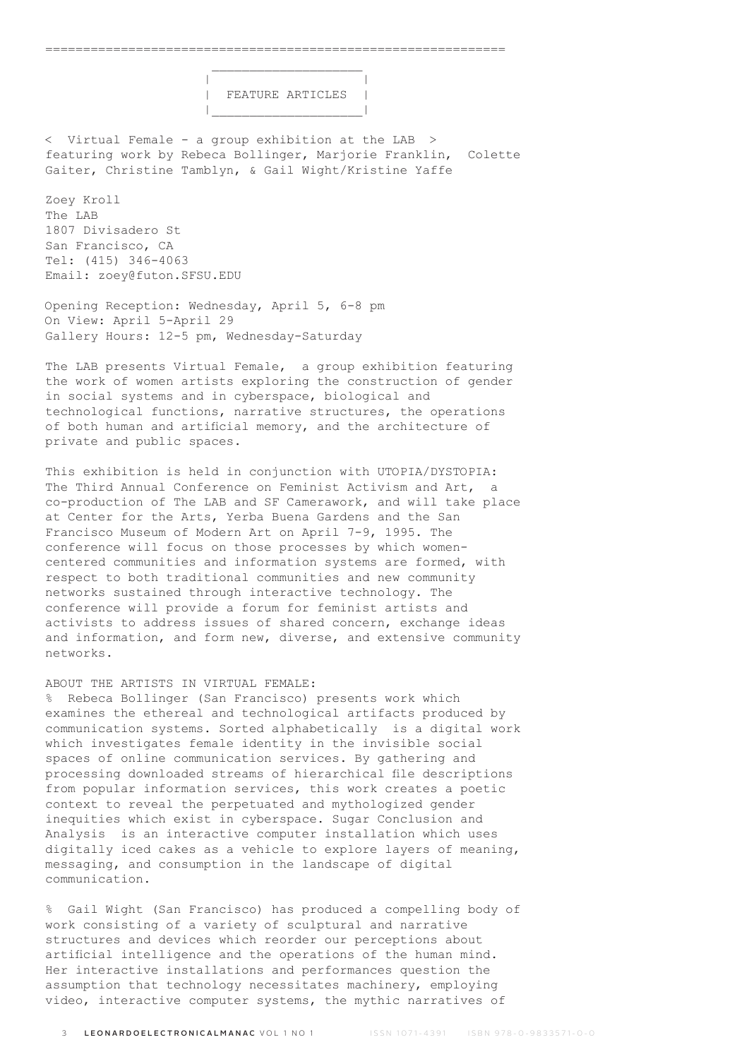## FEATURE ARTICLES

< Virtual Female - a group exhibition at the LAB >
featuring work by Rebeca Bollinger, Marjorie Franklin, Colette Gaiter, Christine Tamblyn, & Gail Wight/Kristine Yaffe

Zoey Kroll
The LAB
1807 Divisadero St
San Francisco, CA
Tel: (415) 346-4063
Email: zoey@futon.SFSU.EDU

Opening Reception: Wednesday, April 5, 6-8 pm
On View: April 5-April 29
Gallery Hours: 12-5 pm, Wednesday-Saturday

The LAB presents Virtual Female, a group exhibition featuring the work of women artists exploring the construction of gender in social systems and in cyberspace, biological and technological functions, narrative structures, the operations of both human and artificial memory, and the architecture of private and public spaces.

This exhibition is held in conjunction with UTOPIA/DYSTOPIA: The Third Annual Conference on Feminist Activism and Art, a co-production of The LAB and SF Camerawork, and will take place at Center for the Arts, Yerba Buena Gardens and the San Francisco Museum of Modern Art on April 7-9, 1995. The conference will focus on those processes by which women-centered communities and information systems are formed, with respect to both traditional communities and new community networks sustained through interactive technology. The conference will provide a forum for feminist artists and activists to address issues of shared concern, exchange ideas and information, and form new, diverse, and extensive community networks.

ABOUT THE ARTISTS IN VIRTUAL FEMALE:

% Rebeca Bollinger (San Francisco) presents work which examines the ethereal and technological artifacts produced by communication systems. Sorted alphabetically is a digital work which investigates female identity in the invisible social spaces of online communication services. By gathering and processing downloaded streams of hierarchical file descriptions from popular information services, this work creates a poetic context to reveal the perpetuated and mythologized gender inequities which exist in cyberspace. Sugar Conclusion and Analysis is an interactive computer installation which uses digitally iced cakes as a vehicle to explore layers of meaning, messaging, and consumption in the landscape of digital communication.

% Gail Wight (San Francisco) has produced a compelling body of work consisting of a variety of sculptural and narrative structures and devices which reorder our perceptions about artificial intelligence and the operations of the human mind. Her interactive installations and performances question the assumption that technology necessitates machinery, employing video, interactive computer systems, the mythic narratives of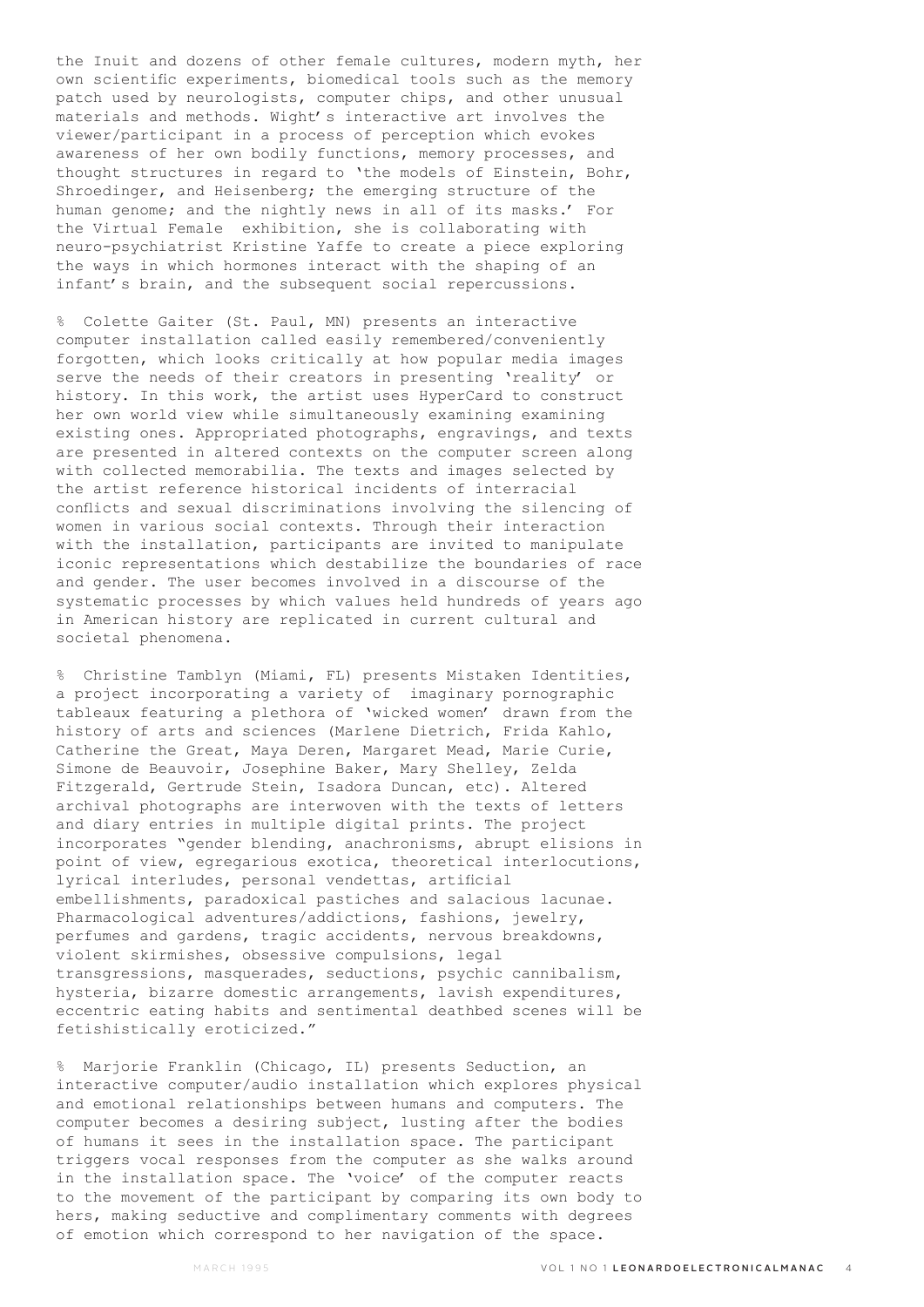the Inuit and dozens of other female cultures, modern myth, her own scientific experiments, biomedical tools such as the memory patch used by neurologists, computer chips, and other unusual materials and methods. Wight's interactive art involves the viewer/participant in a process of perception which evokes awareness of her own bodily functions, memory processes, and thought structures in regard to 'the models of Einstein, Bohr, Shroedinger, and Heisenberg; the emerging structure of the human genome; and the nightly news in all of its masks.' For the Virtual Female exhibition, she is collaborating with neuro-psychiatrist Kristine Yaffe to create a piece exploring the ways in which hormones interact with the shaping of an infant's brain, and the subsequent social repercussions.

% Colette Gaiter (St. Paul, MN) presents an interactive computer installation called easily remembered/conveniently forgotten, which looks critically at how popular media images serve the needs of their creators in presenting 'reality' or history. In this work, the artist uses HyperCard to construct her own world view while simultaneously examining examining existing ones. Appropriated photographs, engravings, and texts are presented in altered contexts on the computer screen along with collected memorabilia. The texts and images selected by the artist reference historical incidents of interracial conflicts and sexual discriminations involving the silencing of women in various social contexts. Through their interaction with the installation, participants are invited to manipulate iconic representations which destabilize the boundaries of race and gender. The user becomes involved in a discourse of the systematic processes by which values held hundreds of years ago in American history are replicated in current cultural and societal phenomena.

% Christine Tamblyn (Miami, FL) presents Mistaken Identities, a project incorporating a variety of imaginary pornographic tableaux featuring a plethora of 'wicked women' drawn from the history of arts and sciences (Marlene Dietrich, Frida Kahlo, Catherine the Great, Maya Deren, Margaret Mead, Marie Curie, Simone de Beauvoir, Josephine Baker, Mary Shelley, Zelda Fitzgerald, Gertrude Stein, Isadora Duncan, etc). Altered archival photographs are interwoven with the texts of letters and diary entries in multiple digital prints. The project incorporates "gender blending, anachronisms, abrupt elisions in point of view, egregarious exotica, theoretical interlocutions, lyrical interludes, personal vendettas, artificial embellishments, paradoxical pastiches and salacious lacunae. Pharmacological adventures/addictions, fashions, jewelry, perfumes and gardens, tragic accidents, nervous breakdowns, violent skirmishes, obsessive compulsions, legal transgressions, masquerades, seductions, psychic cannibalism, hysteria, bizarre domestic arrangements, lavish expenditures, eccentric eating habits and sentimental deathbed scenes will be fetishistically eroticized."

% Marjorie Franklin (Chicago, IL) presents Seduction, an interactive computer/audio installation which explores physical and emotional relationships between humans and computers. The computer becomes a desiring subject, lusting after the bodies of humans it sees in the installation space. The participant triggers vocal responses from the computer as she walks around in the installation space. The 'voice' of the computer reacts to the movement of the participant by comparing its own body to hers, making seductive and complimentary comments with degrees of emotion which correspond to her navigation of the space.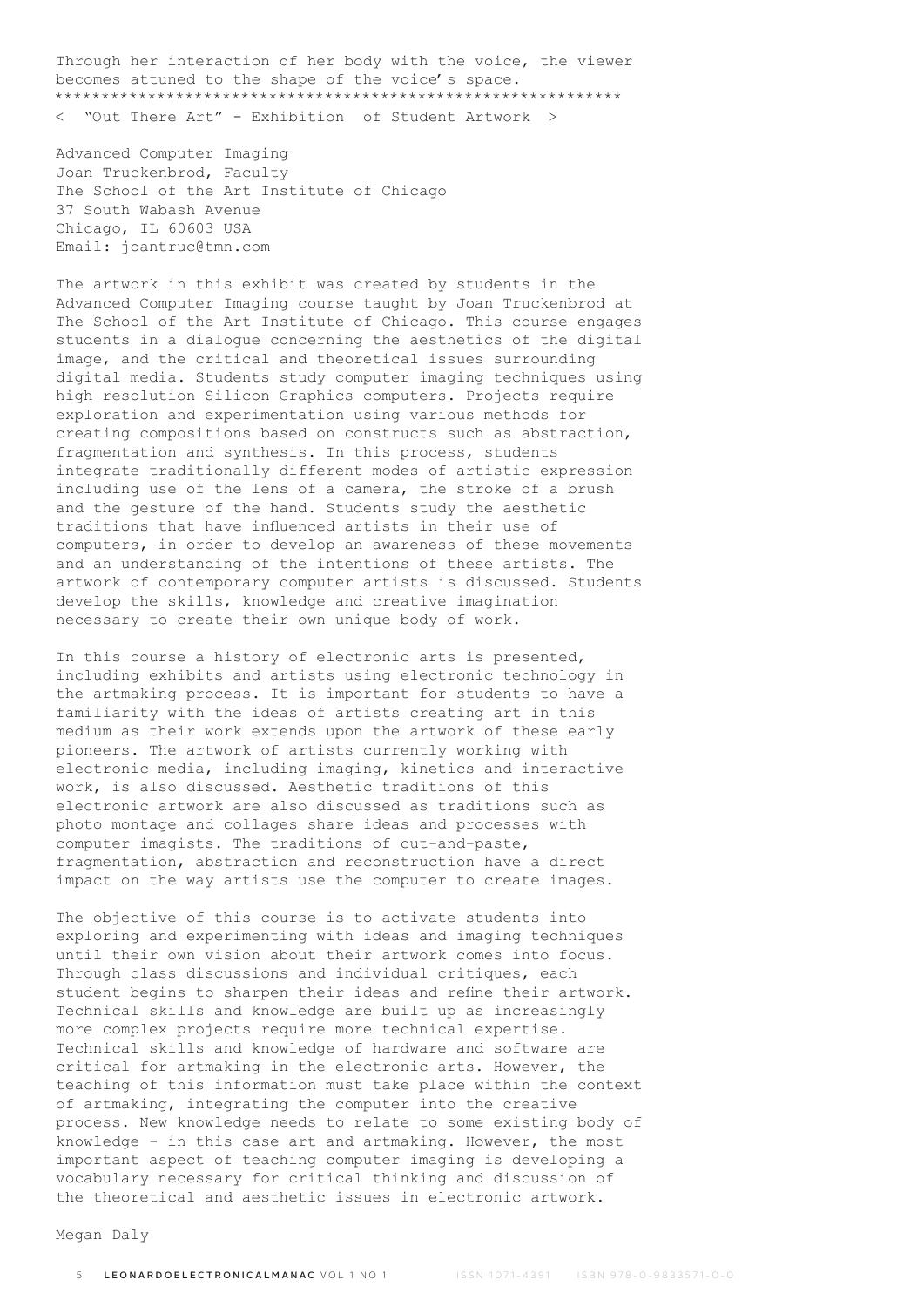Through her interaction of her body with the voice, the viewer becomes attuned to the shape of the voice's space.

************************************************************

< "Out There Art" - Exhibition of Student Artwork >

Advanced Computer Imaging
Joan Truckenbrod, Faculty
The School of the Art Institute of Chicago
37 South Wabash Avenue
Chicago, IL 60603 USA
Email: joantruc@tmn.com

The artwork in this exhibit was created by students in the Advanced Computer Imaging course taught by Joan Truckenbrod at The School of the Art Institute of Chicago. This course engages students in a dialogue concerning the aesthetics of the digital image, and the critical and theoretical issues surrounding digital media. Students study computer imaging techniques using high resolution Silicon Graphics computers. Projects require exploration and experimentation using various methods for creating compositions based on constructs such as abstraction, fragmentation and synthesis. In this process, students integrate traditionally different modes of artistic expression including use of the lens of a camera, the stroke of a brush and the gesture of the hand. Students study the aesthetic traditions that have influenced artists in their use of computers, in order to develop an awareness of these movements and an understanding of the intentions of these artists. The artwork of contemporary computer artists is discussed. Students develop the skills, knowledge and creative imagination necessary to create their own unique body of work.

In this course a history of electronic arts is presented, including exhibits and artists using electronic technology in the artmaking process. It is important for students to have a familiarity with the ideas of artists creating art in this medium as their work extends upon the artwork of these early pioneers. The artwork of artists currently working with electronic media, including imaging, kinetics and interactive work, is also discussed. Aesthetic traditions of this electronic artwork are also discussed as traditions such as photo montage and collages share ideas and processes with computer imagists. The traditions of cut-and-paste, fragmentation, abstraction and reconstruction have a direct impact on the way artists use the computer to create images.

The objective of this course is to activate students into exploring and experimenting with ideas and imaging techniques until their own vision about their artwork comes into focus. Through class discussions and individual critiques, each student begins to sharpen their ideas and refine their artwork. Technical skills and knowledge are built up as increasingly more complex projects require more technical expertise. Technical skills and knowledge of hardware and software are critical for artmaking in the electronic arts. However, the teaching of this information must take place within the context of artmaking, integrating the computer into the creative process. New knowledge needs to relate to some existing body of knowledge - in this case art and artmaking. However, the most important aspect of teaching computer imaging is developing a vocabulary necessary for critical thinking and discussion of the theoretical and aesthetic issues in electronic artwork.

Megan Daly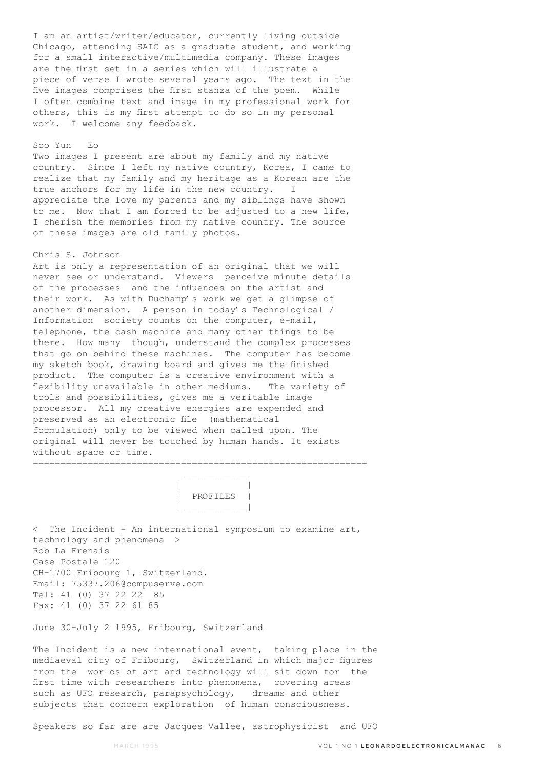I am an artist/writer/educator, currently living outside Chicago, attending SAIC as a graduate student, and working for a small interactive/multimedia company. These images are the first set in a series which will illustrate a piece of verse I wrote several years ago. The text in the five images comprises the first stanza of the poem. While I often combine text and image in my professional work for others, this is my first attempt to do so in my personal work. I welcome any feedback.

Soo Yun Eo

Two images I present are about my family and my native country. Since I left my native country, Korea, I came to realize that my family and my heritage as a Korean are the true anchors for my life in the new country. I appreciate the love my parents and my siblings have shown to me. Now that I am forced to be adjusted to a new life, I cherish the memories from my native country. The source of these images are old family photos.

Chris S. Johnson

Art is only a representation of an original that we will never see or understand. Viewers perceive minute details of the processes and the influences on the artist and their work. As with Duchamp's work we get a glimpse of another dimension. A person in today's Technological / Information society counts on the computer, e-mail, telephone, the cash machine and many other things to be there. How many though, understand the complex processes that go on behind these machines. The computer has become my sketch book, drawing board and gives me the finished product. The computer is a creative environment with a flexibility unavailable in other mediums. The variety of tools and possibilities, gives me a veritable image processor. All my creative energies are expended and preserved as an electronic file (mathematical formulation) only to be viewed when called upon. The original will never be touched by human hands. It exists without space or time.

================================================================

## PROFILES

< The Incident - An international symposium to examine art, technology and phenomena >
Rob La Frenais
Case Postale 120
CH-1700 Fribourg 1, Switzerland.
Email: 75337.206@compuserve.com
Tel: 41 (0) 37 22 22 85
Fax: 41 (0) 37 22 61 85

June 30-July 2 1995, Fribourg, Switzerland

The Incident is a new international event, taking place in the mediaeval city of Fribourg, Switzerland in which major figures from the worlds of art and technology will sit down for the first time with researchers into phenomena, covering areas such as UFO research, parapsychology, dreams and other subjects that concern exploration of human consciousness.

Speakers so far are are Jacques Vallee, astrophysicist and UFO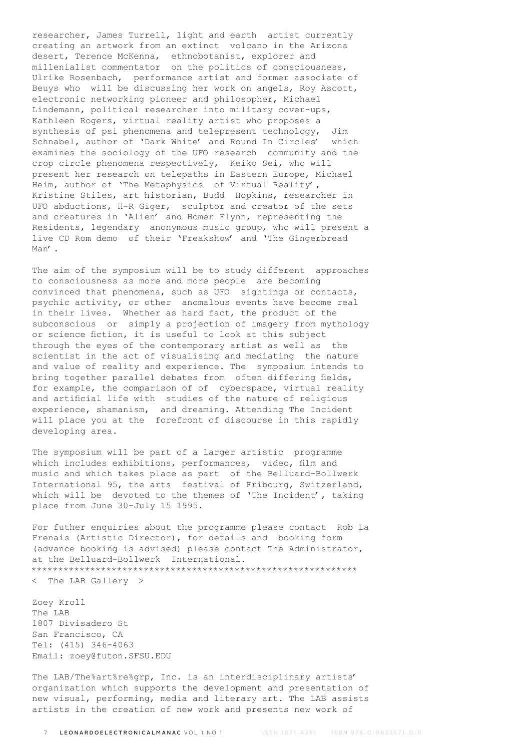researcher, James Turrell, light and earth artist currently creating an artwork from an extinct volcano in the Arizona desert, Terence McKenna, ethnobotanist, explorer and millenialist commentator on the politics of consciousness, Ulrike Rosenbach, performance artist and former associate of Beuys who will be discussing her work on angels, Roy Ascott, electronic networking pioneer and philosopher, Michael Lindemann, political researcher into military cover-ups, Kathleen Rogers, virtual reality artist who proposes a synthesis of psi phenomena and telepresent technology, Jim Schnabel, author of 'Dark White' and Round In Circles' which examines the sociology of the UFO research community and the crop circle phenomena respectively, Keiko Sei, who will present her research on telepaths in Eastern Europe, Michael Heim, author of 'The Metaphysics of Virtual Reality', Kristine Stiles, art historian, Budd Hopkins, researcher in UFO abductions, H-R Giger, sculptor and creator of the sets and creatures in 'Alien' and Homer Flynn, representing the Residents, legendary anonymous music group, who will present a live CD Rom demo of their 'Freakshow' and 'The Gingerbread Man'.

The aim of the symposium will be to study different approaches to consciousness as more and more people are becoming convinced that phenomena, such as UFO sightings or contacts, psychic activity, or other anomalous events have become real in their lives. Whether as hard fact, the product of the subconscious or simply a projection of imagery from mythology or science fiction, it is useful to look at this subject through the eyes of the contemporary artist as well as the scientist in the act of visualising and mediating the nature and value of reality and experience. The symposium intends to bring together parallel debates from often differing fields, for example, the comparison of of cyberspace, virtual reality and artificial life with studies of the nature of religious experience, shamanism, and dreaming. Attending The Incident will place you at the forefront of discourse in this rapidly developing area.

The symposium will be part of a larger artistic programme which includes exhibitions, performances, video, film and music and which takes place as part of the Belluard-Bollwerk International 95, the arts festival of Fribourg, Switzerland, which will be devoted to the themes of 'The Incident', taking place from June 30-July 15 1995.

For futher enquiries about the programme please contact Rob La Frenais (Artistic Director), for details and booking form (advance booking is advised) please contact The Administrator, at the Belluard-Bollwerk International.

*************************************************************

< The LAB Gallery >

Zoey Kroll
The LAB
1807 Divisadero St
San Francisco, CA
Tel: (415) 346-4063
Email: zoey@futon.SFSU.EDU

The LAB/The%art%re%grp, Inc. is an interdisciplinary artists' organization which supports the development and presentation of new visual, performing, media and literary art. The LAB assists artists in the creation of new work and presents new work of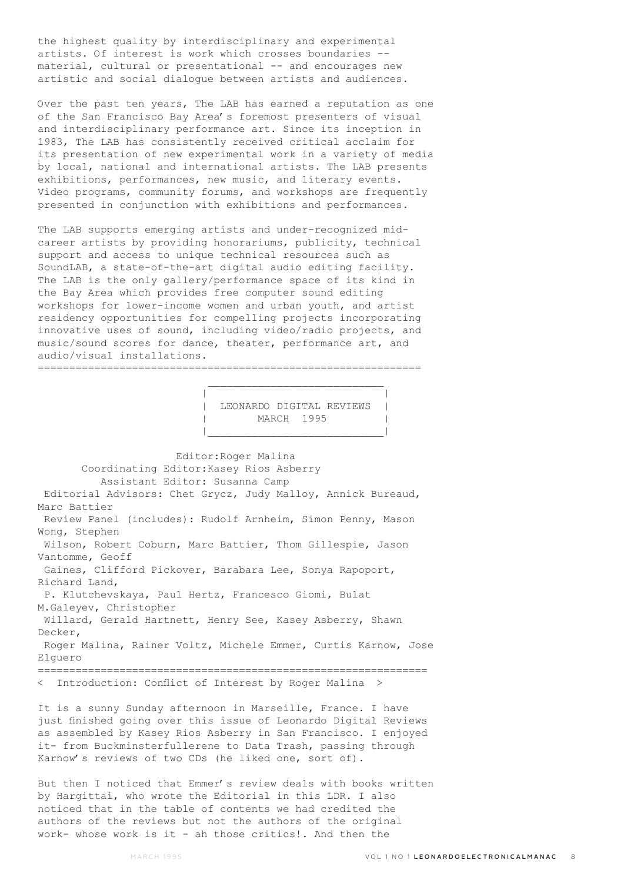the highest quality by interdisciplinary and experimental artists. Of interest is work which crosses boundaries -- material, cultural or presentational -- and encourages new artistic and social dialogue between artists and audiences.

Over the past ten years, The LAB has earned a reputation as one of the San Francisco Bay Area's foremost presenters of visual and interdisciplinary performance art. Since its inception in 1983, The LAB has consistently received critical acclaim for its presentation of new experimental work in a variety of media by local, national and international artists. The LAB presents exhibitions, performances, new music, and literary events. Video programs, community forums, and workshops are frequently presented in conjunction with exhibitions and performances.

The LAB supports emerging artists and under-recognized mid-career artists by providing honorariums, publicity, technical support and access to unique technical resources such as SoundLAB, a state-of-the-art digital audio editing facility. The LAB is the only gallery/performance space of its kind in the Bay Area which provides free computer sound editing workshops for lower-income women and urban youth, and artist residency opportunities for compelling projects incorporating innovative uses of sound, including video/radio projects, and music/sound scores for dance, theater, performance art, and audio/visual installations.

---

# LEONARDO DIGITAL REVIEWS
## MARCH 1995

Editor: Roger Malina
Coordinating Editor: Kasey Rios Asberry
Assistant Editor: Susanna Camp
Editorial Advisors: Chet Grycz, Judy Malloy, Annick Bureaud, Marc Battier
Review Panel (includes): Rudolf Arnheim, Simon Penny, Mason Wong, Stephen Wilson, Robert Coburn, Marc Battier, Thom Gillespie, Jason Vantomme, Geoff Gaines, Clifford Pickover, Barabara Lee, Sonya Rapoport, Richard Land, P. Klutchevskaya, Paul Hertz, Francesco Giomi, Bulat M.Galeyev, Christopher Willard, Gerald Hartnett, Henry See, Kasey Asberry, Shawn Decker, Roger Malina, Rainer Voltz, Michele Emmer, Curtis Karnow, Jose Elguero

---

### < Introduction: Conflict of Interest by Roger Malina >

It is a sunny Sunday afternoon in Marseille, France. I have just finished going over this issue of Leonardo Digital Reviews as assembled by Kasey Rios Asberry in San Francisco. I enjoyed it- from Buckminsterfullerene to Data Trash, passing through Karnow's reviews of two CDs (he liked one, sort of).

But then I noticed that Emmer's review deals with books written by Hargittai, who wrote the Editorial in this LDR. I also noticed that in the table of contents we had credited the authors of the reviews but not the authors of the original work- whose work is it - ah those critics!. And then the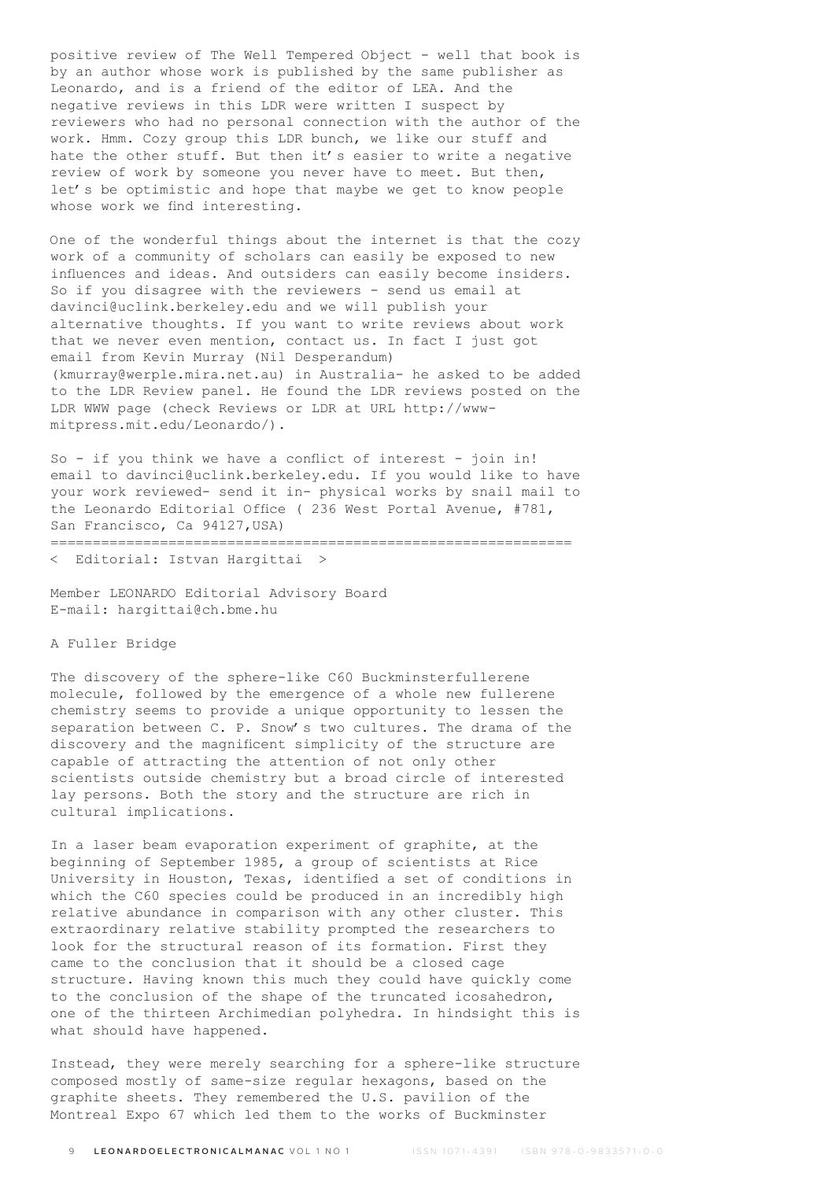positive review of The Well Tempered Object - well that book is by an author whose work is published by the same publisher as Leonardo, and is a friend of the editor of LEA. And the negative reviews in this LDR were written I suspect by reviewers who had no personal connection with the author of the work. Hmm. Cozy group this LDR bunch, we like our stuff and hate the other stuff. But then it's easier to write a negative review of work by someone you never have to meet. But then, let's be optimistic and hope that maybe we get to know people whose work we find interesting.

One of the wonderful things about the internet is that the cozy work of a community of scholars can easily be exposed to new influences and ideas. And outsiders can easily become insiders. So if you disagree with the reviewers - send us email at davinci@uclink.berkeley.edu and we will publish your alternative thoughts. If you want to write reviews about work that we never even mention, contact us. In fact I just got email from Kevin Murray (Nil Desperandum) (kmurray@werple.mira.net.au) in Australia- he asked to be added to the LDR Review panel. He found the LDR reviews posted on the LDR WWW page (check Reviews or LDR at URL http://www-mitpress.mit.edu/Leonardo/).

So - if you think we have a conflict of interest - join in! email to davinci@uclink.berkeley.edu. If you would like to have your work reviewed- send it in- physical works by snail mail to the Leonardo Editorial Office ( 236 West Portal Avenue, #781, San Francisco, Ca 94127,USA)

---

< Editorial: Istvan Hargittai >

Member LEONARDO Editorial Advisory Board
E-mail: hargittai@ch.bme.hu

A Fuller Bridge

The discovery of the sphere-like C60 Buckminsterfullerene molecule, followed by the emergence of a whole new fullerene chemistry seems to provide a unique opportunity to lessen the separation between C. P. Snow's two cultures. The drama of the discovery and the magnificent simplicity of the structure are capable of attracting the attention of not only other scientists outside chemistry but a broad circle of interested lay persons. Both the story and the structure are rich in cultural implications.

In a laser beam evaporation experiment of graphite, at the beginning of September 1985, a group of scientists at Rice University in Houston, Texas, identified a set of conditions in which the C60 species could be produced in an incredibly high relative abundance in comparison with any other cluster. This extraordinary relative stability prompted the researchers to look for the structural reason of its formation. First they came to the conclusion that it should be a closed cage structure. Having known this much they could have quickly come to the conclusion of the shape of the truncated icosahedron, one of the thirteen Archimedian polyhedra. In hindsight this is what should have happened.

Instead, they were merely searching for a sphere-like structure composed mostly of same-size regular hexagons, based on the graphite sheets. They remembered the U.S. pavilion of the Montreal Expo 67 which led them to the works of Buckminster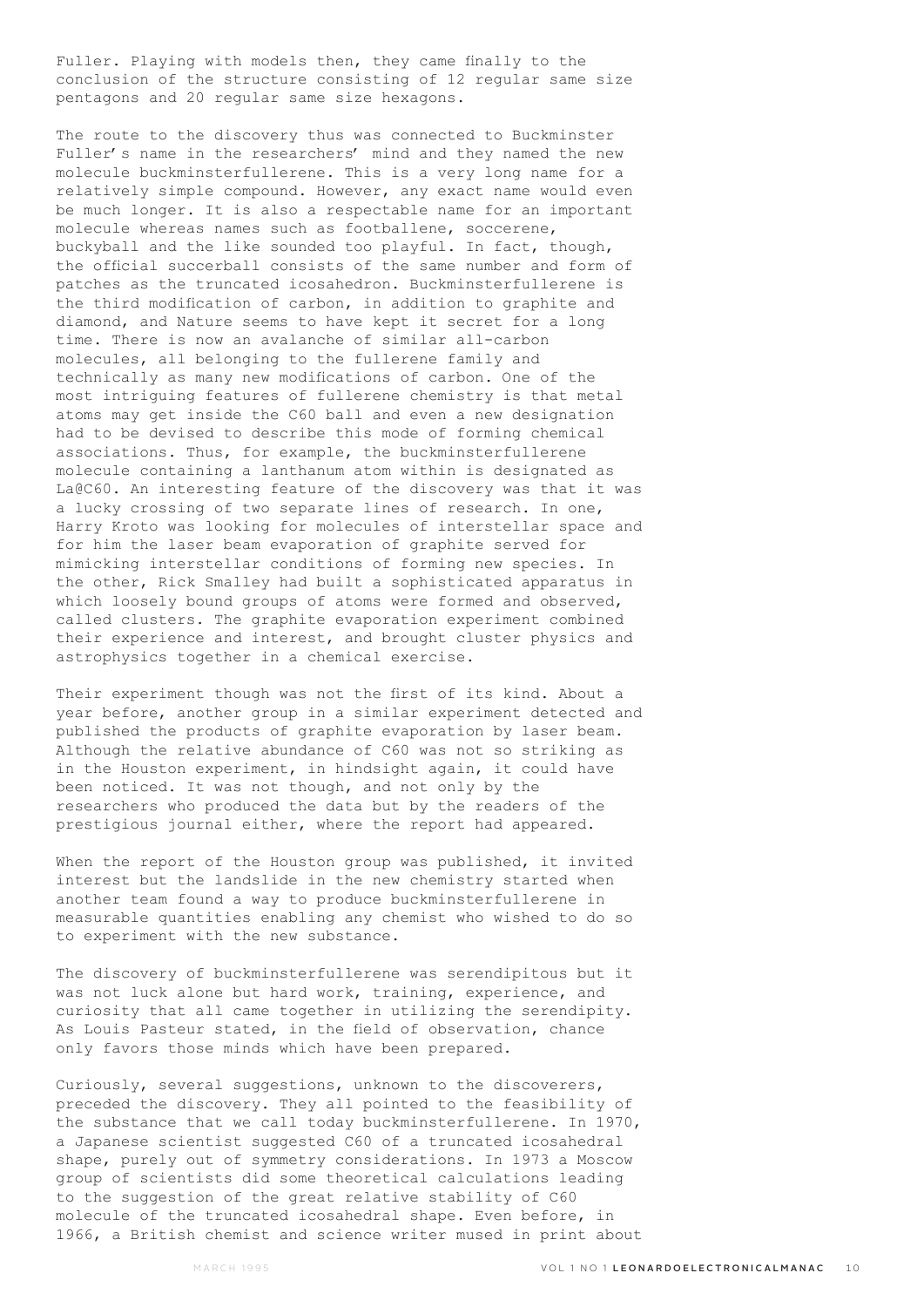Fuller. Playing with models then, they came finally to the conclusion of the structure consisting of 12 regular same size pentagons and 20 regular same size hexagons.

The route to the discovery thus was connected to Buckminster Fuller's name in the researchers' mind and they named the new molecule buckminsterfullerene. This is a very long name for a relatively simple compound. However, any exact name would even be much longer. It is also a respectable name for an important molecule whereas names such as footballene, soccerene, buckyball and the like sounded too playful. In fact, though, the official succerball consists of the same number and form of patches as the truncated icosahedron. Buckminsterfullerene is the third modification of carbon, in addition to graphite and diamond, and Nature seems to have kept it secret for a long time. There is now an avalanche of similar all-carbon molecules, all belonging to the fullerene family and technically as many new modifications of carbon. One of the most intriguing features of fullerene chemistry is that metal atoms may get inside the C60 ball and even a new designation had to be devised to describe this mode of forming chemical associations. Thus, for example, the buckminsterfullerene molecule containing a lanthanum atom within is designated as La@C60. An interesting feature of the discovery was that it was a lucky crossing of two separate lines of research. In one, Harry Kroto was looking for molecules of interstellar space and for him the laser beam evaporation of graphite served for mimicking interstellar conditions of forming new species. In the other, Rick Smalley had built a sophisticated apparatus in which loosely bound groups of atoms were formed and observed, called clusters. The graphite evaporation experiment combined their experience and interest, and brought cluster physics and astrophysics together in a chemical exercise.

Their experiment though was not the first of its kind. About a year before, another group in a similar experiment detected and published the products of graphite evaporation by laser beam. Although the relative abundance of C60 was not so striking as in the Houston experiment, in hindsight again, it could have been noticed. It was not though, and not only by the researchers who produced the data but by the readers of the prestigious journal either, where the report had appeared.

When the report of the Houston group was published, it invited interest but the landslide in the new chemistry started when another team found a way to produce buckminsterfullerene in measurable quantities enabling any chemist who wished to do so to experiment with the new substance.

The discovery of buckminsterfullerene was serendipitous but it was not luck alone but hard work, training, experience, and curiosity that all came together in utilizing the serendipity. As Louis Pasteur stated, in the field of observation, chance only favors those minds which have been prepared.

Curiously, several suggestions, unknown to the discoverers, preceded the discovery. They all pointed to the feasibility of the substance that we call today buckminsterfullerene. In 1970, a Japanese scientist suggested C60 of a truncated icosahedral shape, purely out of symmetry considerations. In 1973 a Moscow group of scientists did some theoretical calculations leading to the suggestion of the great relative stability of C60 molecule of the truncated icosahedral shape. Even before, in 1966, a British chemist and science writer mused in print about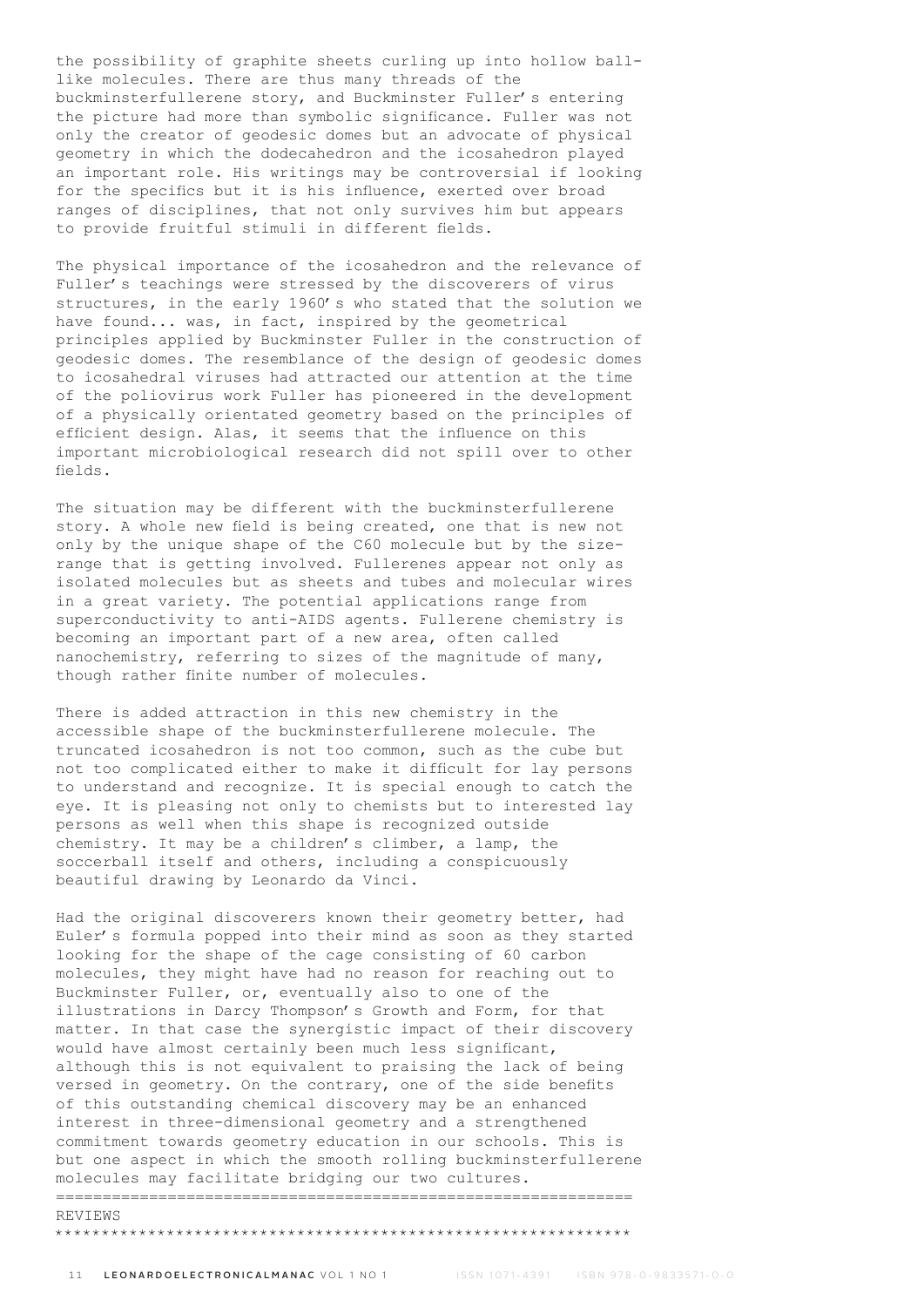the possibility of graphite sheets curling up into hollow ball-like molecules. There are thus many threads of the buckminsterfullerene story, and Buckminster Fuller's entering the picture had more than symbolic significance. Fuller was not only the creator of geodesic domes but an advocate of physical geometry in which the dodecahedron and the icosahedron played an important role. His writings may be controversial if looking for the specifics but it is his influence, exerted over broad ranges of disciplines, that not only survives him but appears to provide fruitful stimuli in different fields.

The physical importance of the icosahedron and the relevance of Fuller's teachings were stressed by the discoverers of virus structures, in the early 1960's who stated that the solution we have found... was, in fact, inspired by the geometrical principles applied by Buckminster Fuller in the construction of geodesic domes. The resemblance of the design of geodesic domes to icosahedral viruses had attracted our attention at the time of the poliovirus work Fuller has pioneered in the development of a physically orientated geometry based on the principles of efficient design. Alas, it seems that the influence on this important microbiological research did not spill over to other fields.

The situation may be different with the buckminsterfullerene story. A whole new field is being created, one that is new not only by the unique shape of the C60 molecule but by the size-range that is getting involved. Fullerenes appear not only as isolated molecules but as sheets and tubes and molecular wires in a great variety. The potential applications range from superconductivity to anti-AIDS agents. Fullerene chemistry is becoming an important part of a new area, often called nanochemistry, referring to sizes of the magnitude of many, though rather finite number of molecules.

There is added attraction in this new chemistry in the accessible shape of the buckminsterfullerene molecule. The truncated icosahedron is not too common, such as the cube but not too complicated either to make it difficult for lay persons to understand and recognize. It is special enough to catch the eye. It is pleasing not only to chemists but to interested lay persons as well when this shape is recognized outside chemistry. It may be a children's climber, a lamp, the soccerball itself and others, including a conspicuously beautiful drawing by Leonardo da Vinci.

Had the original discoverers known their geometry better, had Euler's formula popped into their mind as soon as they started looking for the shape of the cage consisting of 60 carbon molecules, they might have had no reason for reaching out to Buckminster Fuller, or, eventually also to one of the illustrations in Darcy Thompson's Growth and Form, for that matter. In that case the synergistic impact of their discovery would have almost certainly been much less significant, although this is not equivalent to praising the lack of being versed in geometry. On the contrary, one of the side benefits of this outstanding chemical discovery may be an enhanced interest in three-dimensional geometry and a strengthened commitment towards geometry education in our schools. This is but one aspect in which the smooth rolling buckminsterfullerene molecules may facilitate bridging our two cultures.

==============================================================

REVIEWS

*************************************************************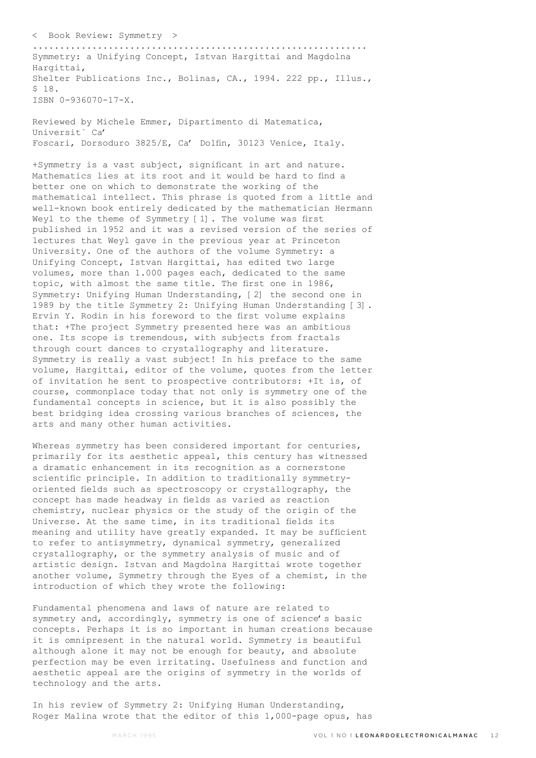< Book Review: Symmetry >

.............................................................

Symmetry: a Unifying Concept, Istvan Hargittai and Magdolna Hargittai,
Shelter Publications Inc., Bolinas, CA., 1994. 222 pp., Illus., $ 18.
ISBN 0-936070-17-X.

Reviewed by Michele Emmer, Dipartimento di Matematica, Universit` Ca'
Foscari, Dorsoduro 3825/E, Ca' Dolfin, 30123 Venice, Italy.

+Symmetry is a vast subject, significant in art and nature. Mathematics lies at its root and it would be hard to find a better one on which to demonstrate the working of the mathematical intellect. This phrase is quoted from a little and well-known book entirely dedicated by the mathematician Hermann Weyl to the theme of Symmetry [1]. The volume was first published in 1952 and it was a revised version of the series of lectures that Weyl gave in the previous year at Princeton University. One of the authors of the volume Symmetry: a Unifying Concept, Istvan Hargittai, has edited two large volumes, more than 1.000 pages each, dedicated to the same topic, with almost the same title. The first one in 1986, Symmetry: Unifying Human Understanding, [2] the second one in 1989 by the title Symmetry 2: Unifying Human Understanding [3]. Ervin Y. Rodin in his foreword to the first volume explains that: +The project Symmetry presented here was an ambitious one. Its scope is tremendous, with subjects from fractals through court dances to crystallography and literature. Symmetry is really a vast subject! In his preface to the same volume, Hargittai, editor of the volume, quotes from the letter of invitation he sent to prospective contributors: +It is, of course, commonplace today that not only is symmetry one of the fundamental concepts in science, but it is also possibly the best bridging idea crossing various branches of sciences, the arts and many other human activities.

Whereas symmetry has been considered important for centuries, primarily for its aesthetic appeal, this century has witnessed a dramatic enhancement in its recognition as a cornerstone scientific principle. In addition to traditionally symmetry-oriented fields such as spectroscopy or crystallography, the concept has made headway in fields as varied as reaction chemistry, nuclear physics or the study of the origin of the Universe. At the same time, in its traditional fields its meaning and utility have greatly expanded. It may be sufficient to refer to antisymmetry, dynamical symmetry, generalized crystallography, or the symmetry analysis of music and of artistic design. Istvan and Magdolna Hargittai wrote together another volume, Symmetry through the Eyes of a chemist, in the introduction of which they wrote the following:

Fundamental phenomena and laws of nature are related to symmetry and, accordingly, symmetry is one of science's basic concepts. Perhaps it is so important in human creations because it is omnipresent in the natural world. Symmetry is beautiful although alone it may not be enough for beauty, and absolute perfection may be even irritating. Usefulness and function and aesthetic appeal are the origins of symmetry in the worlds of technology and the arts.

In his review of Symmetry 2: Unifying Human Understanding, Roger Malina wrote that the editor of this 1,000-page opus, has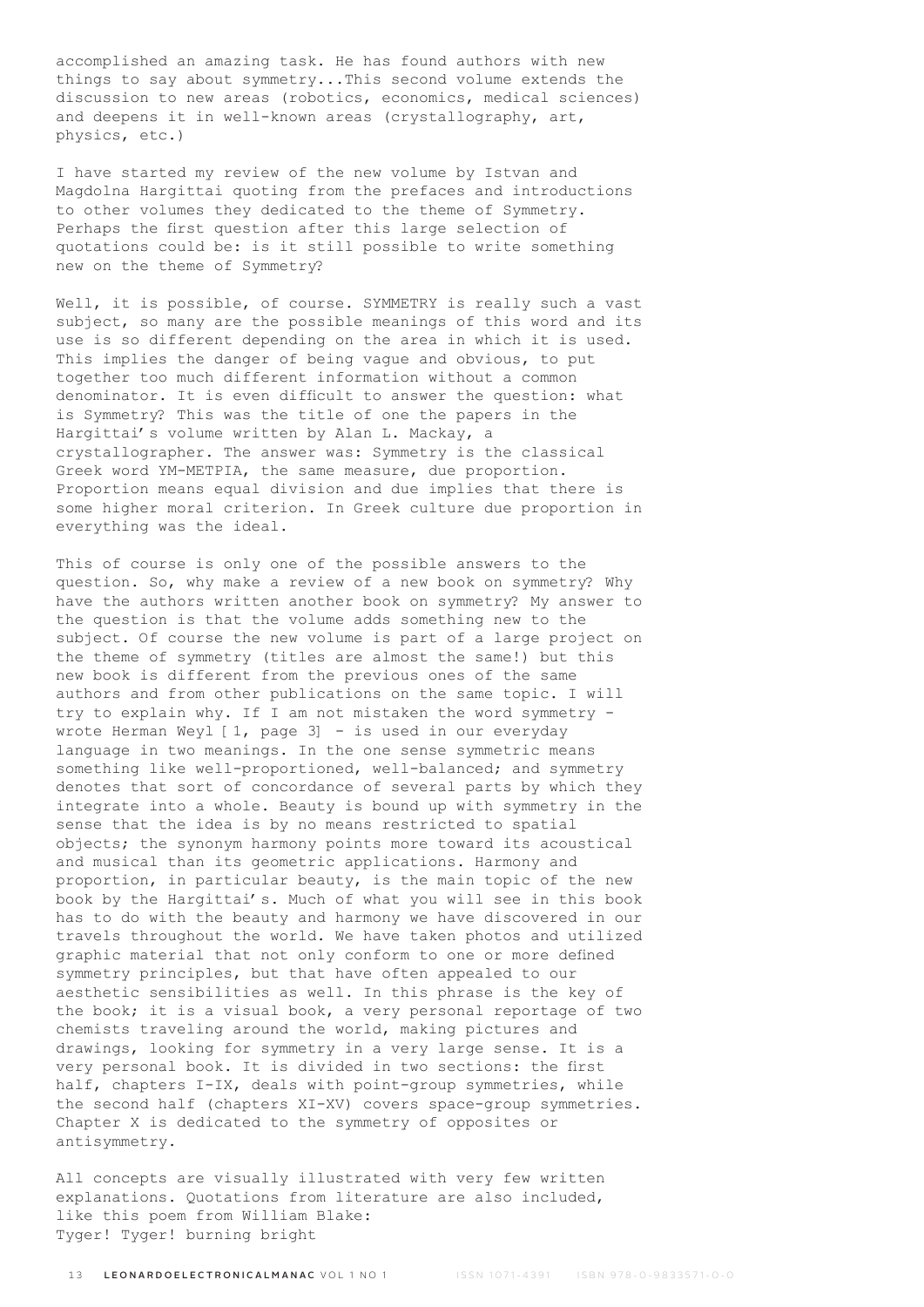accomplished an amazing task. He has found authors with new things to say about symmetry...This second volume extends the discussion to new areas (robotics, economics, medical sciences) and deepens it in well-known areas (crystallography, art, physics, etc.)

I have started my review of the new volume by Istvan and Magdolna Hargittai quoting from the prefaces and introductions to other volumes they dedicated to the theme of Symmetry. Perhaps the first question after this large selection of quotations could be: is it still possible to write something new on the theme of Symmetry?

Well, it is possible, of course. SYMMETRY is really such a vast subject, so many are the possible meanings of this word and its use is so different depending on the area in which it is used. This implies the danger of being vague and obvious, to put together too much different information without a common denominator. It is even difficult to answer the question: what is Symmetry? This was the title of one the papers in the Hargittai's volume written by Alan L. Mackay, a crystallographer. The answer was: Symmetry is the classical Greek word YM-METPIA, the same measure, due proportion. Proportion means equal division and due implies that there is some higher moral criterion. In Greek culture due proportion in everything was the ideal.

This of course is only one of the possible answers to the question. So, why make a review of a new book on symmetry? Why have the authors written another book on symmetry? My answer to the question is that the volume adds something new to the subject. Of course the new volume is part of a large project on the theme of symmetry (titles are almost the same!) but this new book is different from the previous ones of the same authors and from other publications on the same topic. I will try to explain why. If I am not mistaken the word symmetry - wrote Herman Weyl [1, page 3] - is used in our everyday language in two meanings. In the one sense symmetric means something like well-proportioned, well-balanced; and symmetry denotes that sort of concordance of several parts by which they integrate into a whole. Beauty is bound up with symmetry in the sense that the idea is by no means restricted to spatial objects; the synonym harmony points more toward its acoustical and musical than its geometric applications. Harmony and proportion, in particular beauty, is the main topic of the new book by the Hargittai's. Much of what you will see in this book has to do with the beauty and harmony we have discovered in our travels throughout the world. We have taken photos and utilized graphic material that not only conform to one or more defined symmetry principles, but that have often appealed to our aesthetic sensibilities as well. In this phrase is the key of the book; it is a visual book, a very personal reportage of two chemists traveling around the world, making pictures and drawings, looking for symmetry in a very large sense. It is a very personal book. It is divided in two sections: the first half, chapters I-IX, deals with point-group symmetries, while the second half (chapters XI-XV) covers space-group symmetries. Chapter X is dedicated to the symmetry of opposites or antisymmetry.

All concepts are visually illustrated with very few written explanations. Quotations from literature are also included, like this poem from William Blake:
Tyger! Tyger! burning bright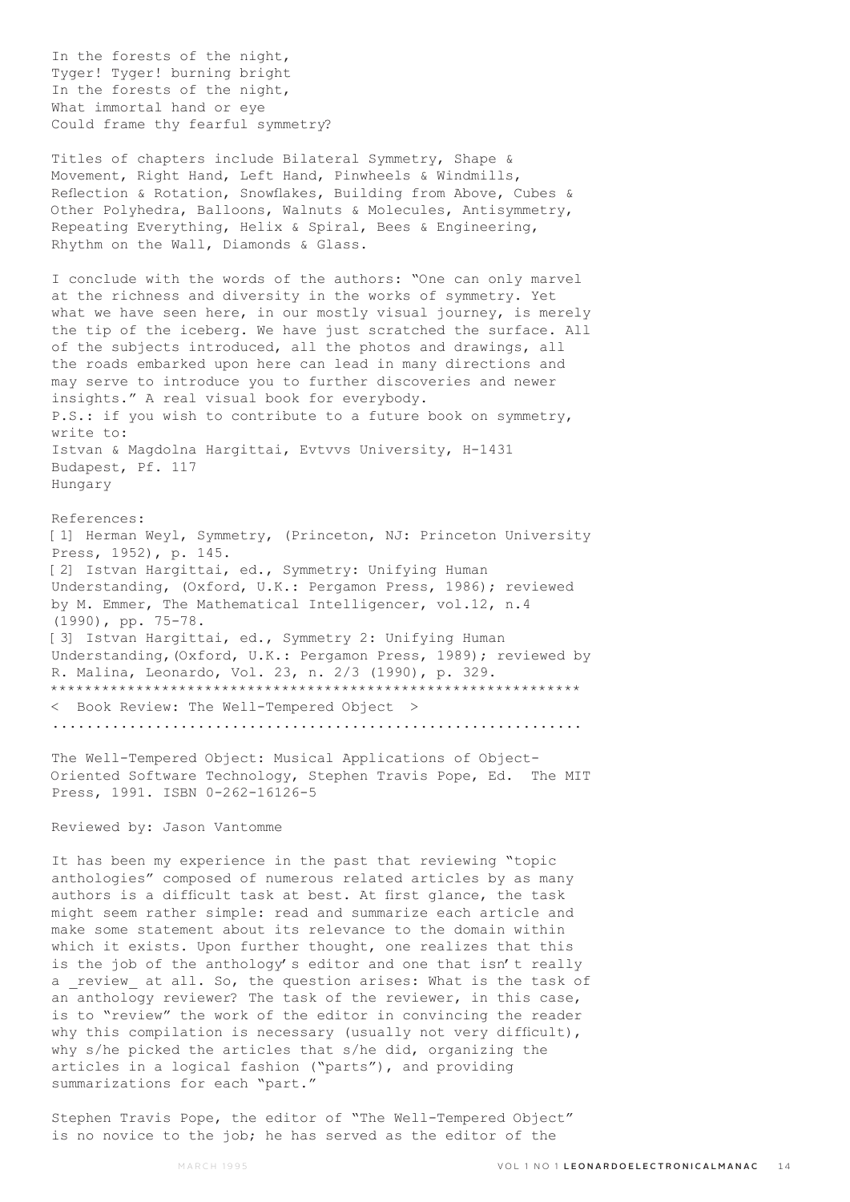In the forests of the night,
Tyger! Tyger! burning bright
In the forests of the night,
What immortal hand or eye
Could frame thy fearful symmetry?

Titles of chapters include Bilateral Symmetry, Shape & Movement, Right Hand, Left Hand, Pinwheels & Windmills, Reflection & Rotation, Snowflakes, Building from Above, Cubes & Other Polyhedra, Balloons, Walnuts & Molecules, Antisymmetry, Repeating Everything, Helix & Spiral, Bees & Engineering, Rhythm on the Wall, Diamonds & Glass.

I conclude with the words of the authors: "One can only marvel at the richness and diversity in the works of symmetry. Yet what we have seen here, in our mostly visual journey, is merely the tip of the iceberg. We have just scratched the surface. All of the subjects introduced, all the photos and drawings, all the roads embarked upon here can lead in many directions and may serve to introduce you to further discoveries and newer insights." A real visual book for everybody.
P.S.: if you wish to contribute to a future book on symmetry, write to:
Istvan & Magdolna Hargittai, Evtvvs University, H-1431 Budapest, Pf. 117
Hungary

References:
[1] Herman Weyl, Symmetry, (Princeton, NJ: Princeton University Press, 1952), p. 145.
[2] Istvan Hargittai, ed., Symmetry: Unifying Human Understanding, (Oxford, U.K.: Pergamon Press, 1986); reviewed by M. Emmer, The Mathematical Intelligencer, vol.12, n.4 (1990), pp. 75-78.
[3] Istvan Hargittai, ed., Symmetry 2: Unifying Human Understanding,(Oxford, U.K.: Pergamon Press, 1989); reviewed by R. Malina, Leonardo, Vol. 23, n. 2/3 (1990), p. 329.

## < Book Review: The Well-Tempered Object >

The Well-Tempered Object: Musical Applications of Object-Oriented Software Technology, Stephen Travis Pope, Ed. The MIT Press, 1991. ISBN 0-262-16126-5

Reviewed by: Jason Vantomme

It has been my experience in the past that reviewing "topic anthologies" composed of numerous related articles by as many authors is a difficult task at best. At first glance, the task might seem rather simple: read and summarize each article and make some statement about its relevance to the domain within which it exists. Upon further thought, one realizes that this is the job of the anthology's editor and one that isn't really a _review_ at all. So, the question arises: What is the task of an anthology reviewer? The task of the reviewer, in this case, is to "review" the work of the editor in convincing the reader why this compilation is necessary (usually not very difficult), why s/he picked the articles that s/he did, organizing the articles in a logical fashion ("parts"), and providing summarizations for each "part."

Stephen Travis Pope, the editor of "The Well-Tempered Object" is no novice to the job; he has served as the editor of the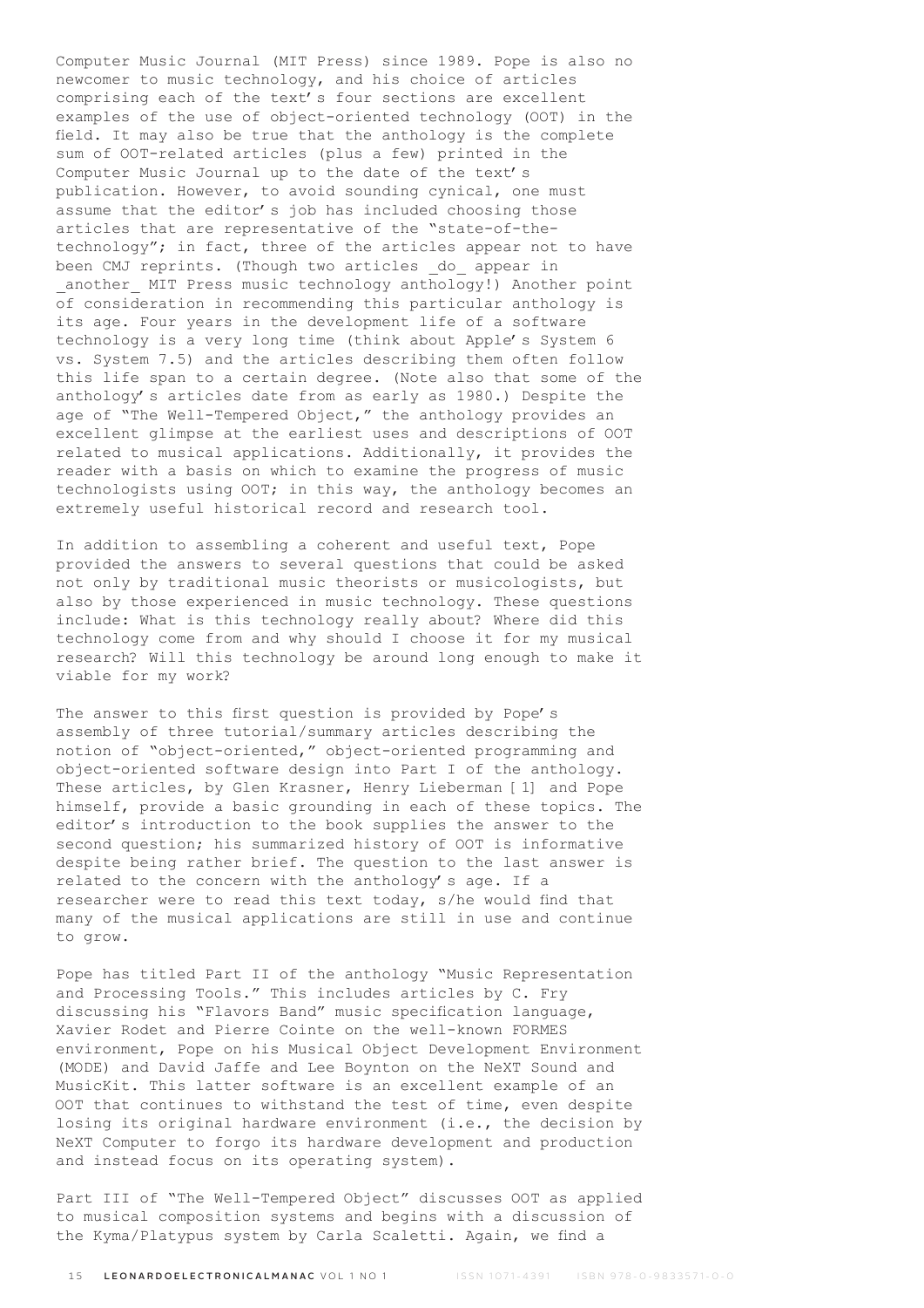Computer Music Journal (MIT Press) since 1989. Pope is also no newcomer to music technology, and his choice of articles comprising each of the text's four sections are excellent examples of the use of object-oriented technology (OOT) in the field. It may also be true that the anthology is the complete sum of OOT-related articles (plus a few) printed in the Computer Music Journal up to the date of the text's publication. However, to avoid sounding cynical, one must assume that the editor's job has included choosing those articles that are representative of the "state-of-the-technology"; in fact, three of the articles appear not to have been CMJ reprints. (Though two articles _do_ appear in _another_ MIT Press music technology anthology!) Another point of consideration in recommending this particular anthology is its age. Four years in the development life of a software technology is a very long time (think about Apple's System 6 vs. System 7.5) and the articles describing them often follow this life span to a certain degree. (Note also that some of the anthology's articles date from as early as 1980.) Despite the age of "The Well-Tempered Object," the anthology provides an excellent glimpse at the earliest uses and descriptions of OOT related to musical applications. Additionally, it provides the reader with a basis on which to examine the progress of music technologists using OOT; in this way, the anthology becomes an extremely useful historical record and research tool.

In addition to assembling a coherent and useful text, Pope provided the answers to several questions that could be asked not only by traditional music theorists or musicologists, but also by those experienced in music technology. These questions include: What is this technology really about? Where did this technology come from and why should I choose it for my musical research? Will this technology be around long enough to make it viable for my work?

The answer to this first question is provided by Pope's assembly of three tutorial/summary articles describing the notion of "object-oriented," object-oriented programming and object-oriented software design into Part I of the anthology. These articles, by Glen Krasner, Henry Lieberman [1] and Pope himself, provide a basic grounding in each of these topics. The editor's introduction to the book supplies the answer to the second question; his summarized history of OOT is informative despite being rather brief. The question to the last answer is related to the concern with the anthology's age. If a researcher were to read this text today, s/he would find that many of the musical applications are still in use and continue to grow.

Pope has titled Part II of the anthology "Music Representation and Processing Tools." This includes articles by C. Fry discussing his "Flavors Band" music specification language, Xavier Rodet and Pierre Cointe on the well-known FORMES environment, Pope on his Musical Object Development Environment (MODE) and David Jaffe and Lee Boynton on the NeXT Sound and MusicKit. This latter software is an excellent example of an OOT that continues to withstand the test of time, even despite losing its original hardware environment (i.e., the decision by NeXT Computer to forgo its hardware development and production and instead focus on its operating system).

Part III of "The Well-Tempered Object" discusses OOT as applied to musical composition systems and begins with a discussion of the Kyma/Platypus system by Carla Scaletti. Again, we find a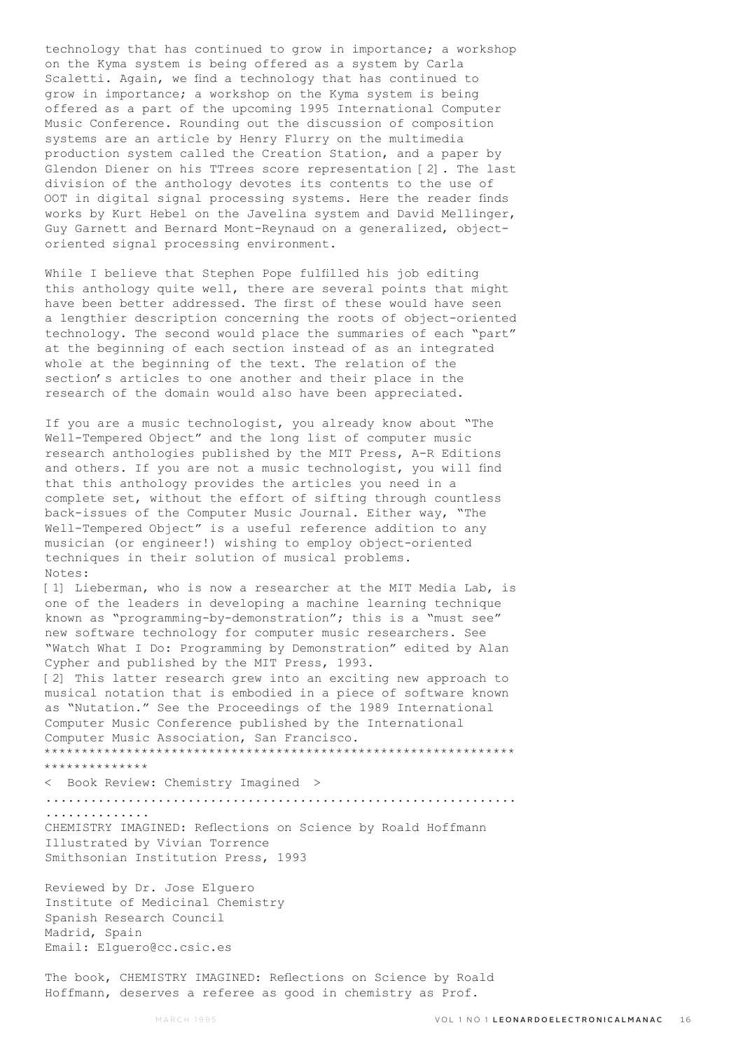technology that has continued to grow in importance; a workshop on the Kyma system is being offered as a system by Carla Scaletti. Again, we find a technology that has continued to grow in importance; a workshop on the Kyma system is being offered as a part of the upcoming 1995 International Computer Music Conference. Rounding out the discussion of composition systems are an article by Henry Flurry on the multimedia production system called the Creation Station, and a paper by Glendon Diener on his TTrees score representation [2]. The last division of the anthology devotes its contents to the use of OOT in digital signal processing systems. Here the reader finds works by Kurt Hebel on the Javelina system and David Mellinger, Guy Garnett and Bernard Mont-Reynaud on a generalized, object-oriented signal processing environment.

While I believe that Stephen Pope fulfilled his job editing this anthology quite well, there are several points that might have been better addressed. The first of these would have seen a lengthier description concerning the roots of object-oriented technology. The second would place the summaries of each "part" at the beginning of each section instead of as an integrated whole at the beginning of the text. The relation of the section's articles to one another and their place in the research of the domain would also have been appreciated.

If you are a music technologist, you already know about "The Well-Tempered Object" and the long list of computer music research anthologies published by the MIT Press, A-R Editions and others. If you are not a music technologist, you will find that this anthology provides the articles you need in a complete set, without the effort of sifting through countless back-issues of the Computer Music Journal. Either way, "The Well-Tempered Object" is a useful reference addition to any musician (or engineer!) wishing to employ object-oriented techniques in their solution of musical problems.

Notes:

[1] Lieberman, who is now a researcher at the MIT Media Lab, is one of the leaders in developing a machine learning technique known as "programming-by-demonstration"; this is a "must see" new software technology for computer music researchers. See "Watch What I Do: Programming by Demonstration" edited by Alan Cypher and published by the MIT Press, 1993.

[2] This latter research grew into an exciting new approach to musical notation that is embodied in a piece of software known as "Nutation." See the Proceedings of the 1989 International Computer Music Conference published by the International Computer Music Association, San Francisco.

****************************************************************************

< Book Review: Chemistry Imagined >

..........................................................................

CHEMISTRY IMAGINED: Reflections on Science by Roald Hoffmann
Illustrated by Vivian Torrence
Smithsonian Institution Press, 1993

Reviewed by Dr. Jose Elguero
Institute of Medicinal Chemistry
Spanish Research Council
Madrid, Spain
Email: Elguero@cc.csic.es

The book, CHEMISTRY IMAGINED: Reflections on Science by Roald Hoffmann, deserves a referee as good in chemistry as Prof.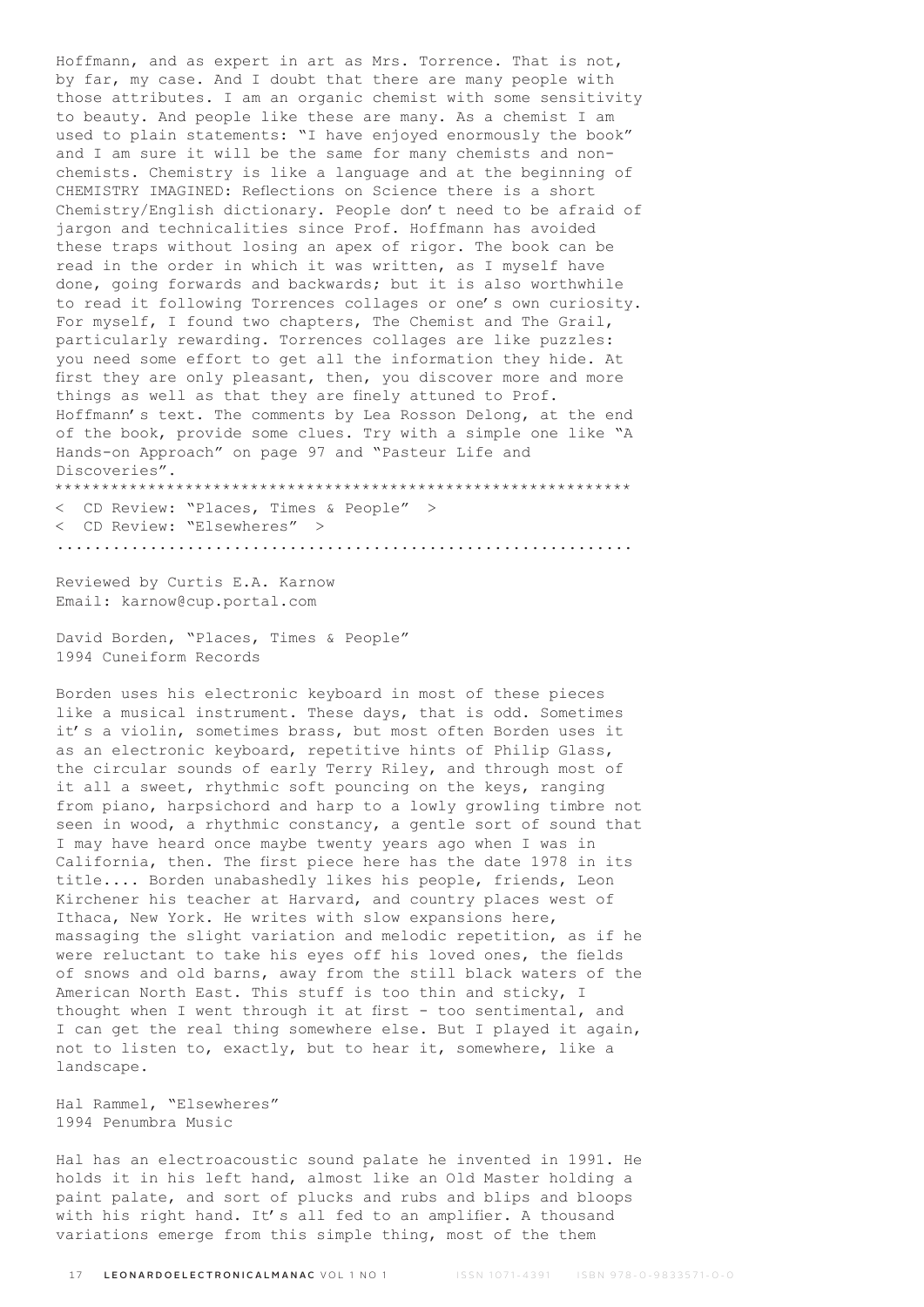Hoffmann, and as expert in art as Mrs. Torrence. That is not, by far, my case. And I doubt that there are many people with those attributes. I am an organic chemist with some sensitivity to beauty. And people like these are many. As a chemist I am used to plain statements: "I have enjoyed enormously the book" and I am sure it will be the same for many chemists and non-chemists. Chemistry is like a language and at the beginning of CHEMISTRY IMAGINED: Reflections on Science there is a short Chemistry/English dictionary. People don't need to be afraid of jargon and technicalities since Prof. Hoffmann has avoided these traps without losing an apex of rigor. The book can be read in the order in which it was written, as I myself have done, going forwards and backwards; but it is also worthwhile to read it following Torrences collages or one's own curiosity. For myself, I found two chapters, The Chemist and The Grail, particularly rewarding. Torrences collages are like puzzles: you need some effort to get all the information they hide. At first they are only pleasant, then, you discover more and more things as well as that they are finely attuned to Prof. Hoffmann's text. The comments by Lea Rosson Delong, at the end of the book, provide some clues. Try with a simple one like "A Hands-on Approach" on page 97 and "Pasteur Life and Discoveries".

************************************************************

< CD Review: "Places, Times & People" >
< CD Review: "Elsewheres" >

...........................................................

Reviewed by Curtis E.A. Karnow
Email: karnow@cup.portal.com

David Borden, "Places, Times & People"
1994 Cuneiform Records

Borden uses his electronic keyboard in most of these pieces like a musical instrument. These days, that is odd. Sometimes it's a violin, sometimes brass, but most often Borden uses it as an electronic keyboard, repetitive hints of Philip Glass, the circular sounds of early Terry Riley, and through most of it all a sweet, rhythmic soft pouncing on the keys, ranging from piano, harpsichord and harp to a lowly growling timbre not seen in wood, a rhythmic constancy, a gentle sort of sound that I may have heard once maybe twenty years ago when I was in California, then. The first piece here has the date 1978 in its title.... Borden unabashedly likes his people, friends, Leon Kirchener his teacher at Harvard, and country places west of Ithaca, New York. He writes with slow expansions here, massaging the slight variation and melodic repetition, as if he were reluctant to take his eyes off his loved ones, the fields of snows and old barns, away from the still black waters of the American North East. This stuff is too thin and sticky, I thought when I went through it at first - too sentimental, and I can get the real thing somewhere else. But I played it again, not to listen to, exactly, but to hear it, somewhere, like a landscape.

Hal Rammel, "Elsewheres"
1994 Penumbra Music

Hal has an electroacoustic sound palate he invented in 1991. He holds it in his left hand, almost like an Old Master holding a paint palate, and sort of plucks and rubs and blips and bloops with his right hand. It's all fed to an amplifier. A thousand variations emerge from this simple thing, most of the them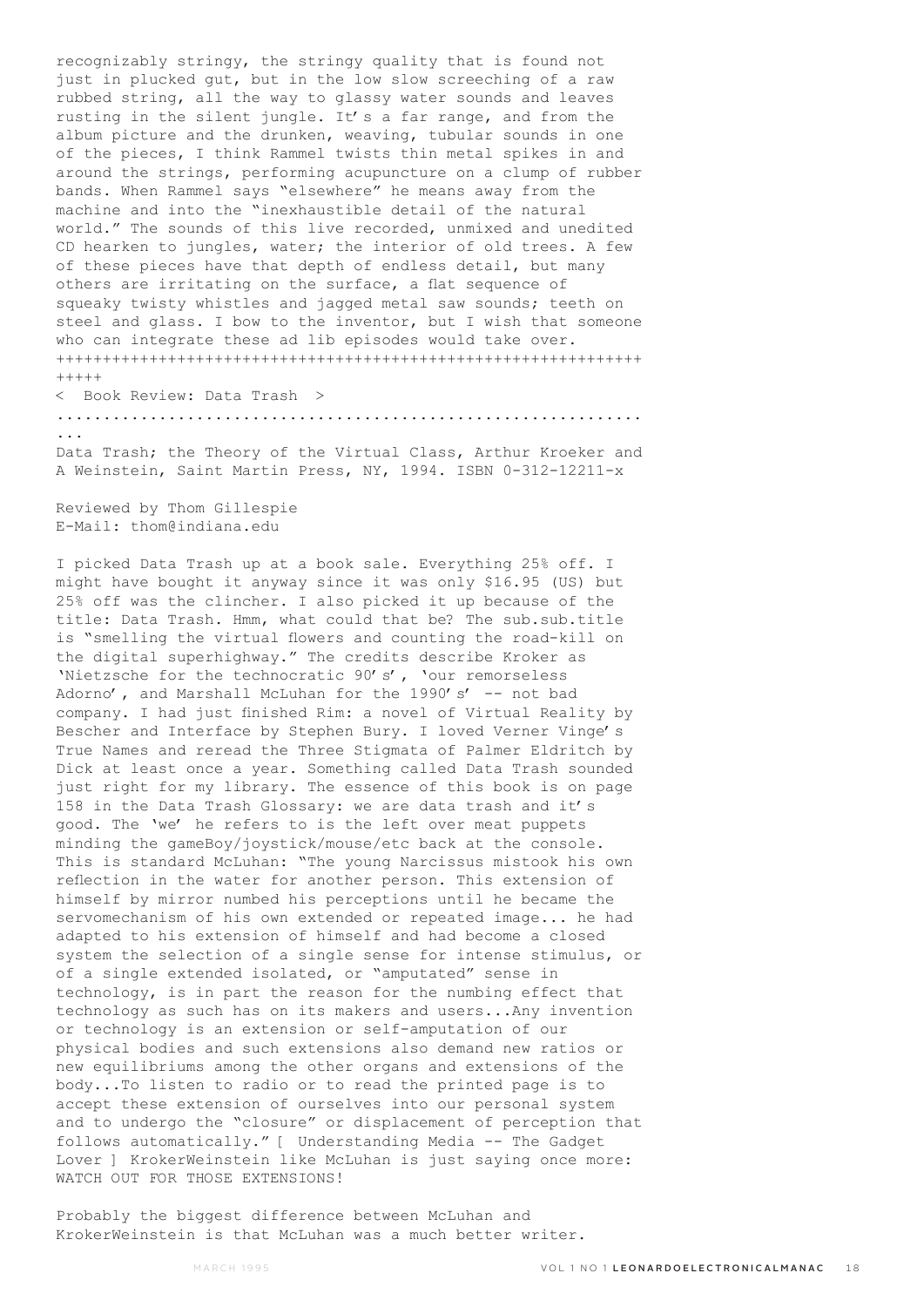recognizably stringy, the stringy quality that is found not just in plucked gut, but in the low slow screeching of a raw rubbed string, all the way to glassy water sounds and leaves rusting in the silent jungle. It's a far range, and from the album picture and the drunken, weaving, tubular sounds in one of the pieces, I think Rammel twists thin metal spikes in and around the strings, performing acupuncture on a clump of rubber bands. When Rammel says "elsewhere" he means away from the machine and into the "inexhaustible detail of the natural world." The sounds of this live recorded, unmixed and unedited CD hearken to jungles, water; the interior of old trees. A few of these pieces have that depth of endless detail, but many others are irritating on the surface, a flat sequence of squeaky twisty whistles and jagged metal saw sounds; teeth on steel and glass. I bow to the inventor, but I wish that someone who can integrate these ad lib episodes would take over.

+++++++++++++++++++++++++++++++++++++++++++++++++++++++++++++++++

< Book Review: Data Trash >

................................................................

Data Trash; the Theory of the Virtual Class, Arthur Kroeker and A Weinstein, Saint Martin Press, NY, 1994. ISBN 0-312-12211-x

Reviewed by Thom Gillespie
E-Mail: thom@indiana.edu

I picked Data Trash up at a book sale. Everything 25% off. I might have bought it anyway since it was only $16.95 (US) but 25% off was the clincher. I also picked it up because of the title: Data Trash. Hmm, what could that be? The sub.sub.title is "smelling the virtual flowers and counting the road-kill on the digital superhighway." The credits describe Kroker as 'Nietzsche for the technocratic 90's', 'our remorseless Adorno', and Marshall McLuhan for the 1990's' -- not bad company. I had just finished Rim: a novel of Virtual Reality by Bescher and Interface by Stephen Bury. I loved Verner Vinge's True Names and reread the Three Stigmata of Palmer Eldritch by Dick at least once a year. Something called Data Trash sounded just right for my library. The essence of this book is on page 158 in the Data Trash Glossary: we are data trash and it's good. The 'we' he refers to is the left over meat puppets minding the gameBoy/joystick/mouse/etc back at the console. This is standard McLuhan: "The young Narcissus mistook his own reflection in the water for another person. This extension of himself by mirror numbed his perceptions until he became the servomechanism of his own extended or repeated image... he had adapted to his extension of himself and had become a closed system the selection of a single sense for intense stimulus, or of a single extended isolated, or "amputated" sense in technology, is in part the reason for the numbing effect that technology as such has on its makers and users...Any invention or technology is an extension or self-amputation of our physical bodies and such extensions also demand new ratios or new equilibriums among the other organs and extensions of the body...To listen to radio or to read the printed page is to accept these extension of ourselves into our personal system and to undergo the "closure" or displacement of perception that follows automatically." [ Understanding Media -- The Gadget Lover ] KrokerWeinstein like McLuhan is just saying once more: WATCH OUT FOR THOSE EXTENSIONS!

Probably the biggest difference between McLuhan and KrokerWeinstein is that McLuhan was a much better writer.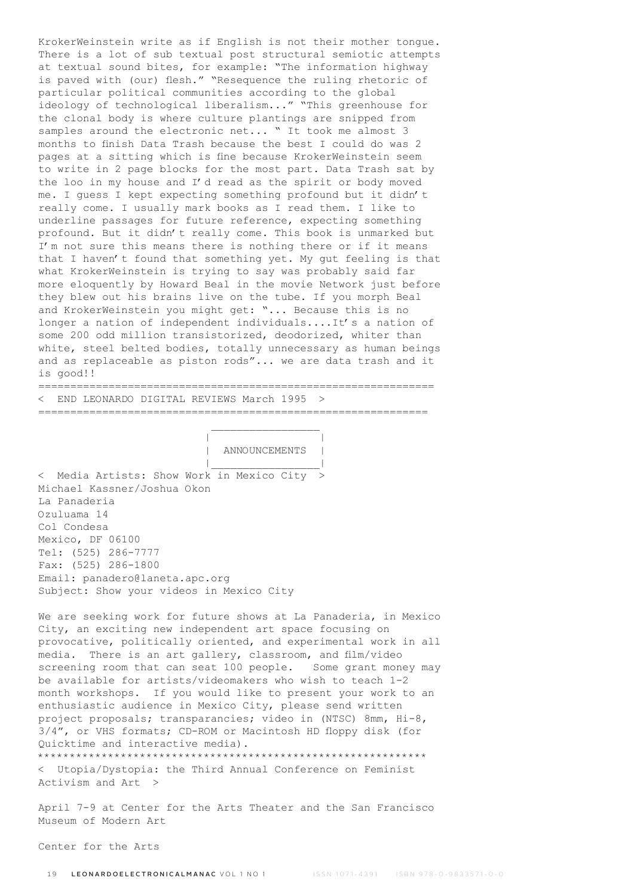KrokerWeinstein write as if English is not their mother tongue. There is a lot of sub textual post structural semiotic attempts at textual sound bites, for example: "The information highway is paved with (our) flesh." "Resequence the ruling rhetoric of particular political communities according to the global ideology of technological liberalism..." "This greenhouse for the clonal body is where culture plantings are snipped from samples around the electronic net... " It took me almost 3 months to finish Data Trash because the best I could do was 2 pages at a sitting which is fine because KrokerWeinstein seem to write in 2 page blocks for the most part. Data Trash sat by the loo in my house and I'd read as the spirit or body moved me. I guess I kept expecting something profound but it didn't really come. I usually mark books as I read them. I like to underline passages for future reference, expecting something profound. But it didn't really come. This book is unmarked but I'm not sure this means there is nothing there or if it means that I haven't found that something yet. My gut feeling is that what KrokerWeinstein is trying to say was probably said far more eloquently by Howard Beal in the movie Network just before they blew out his brains live on the tube. If you morph Beal and KrokerWeinstein you might get: "... Because this is no longer a nation of independent individuals....It's a nation of some 200 odd million transistorized, deodorized, whiter than white, steel belted bodies, totally unnecessary as human beings and as replaceable as piston rods"... we are data trash and it is good!!

============================================================

< END LEONARDO DIGITAL REVIEWS March 1995 >

============================================================

## ANNOUNCEMENTS

< Media Artists: Show Work in Mexico City >

Michael Kassner/Joshua Okon
La Panaderia
Ozuluama 14
Col Condesa
Mexico, DF 06100
Tel: (525) 286-7777
Fax: (525) 286-1800
Email: panadero@laneta.apc.org
Subject: Show your videos in Mexico City

We are seeking work for future shows at La Panaderia, in Mexico City, an exciting new independent art space focusing on provocative, politically oriented, and experimental work in all media. There is an art gallery, classroom, and film/video screening room that can seat 100 people. Some grant money may be available for artists/videomakers who wish to teach 1-2 month workshops. If you would like to present your work to an enthusiastic audience in Mexico City, please send written project proposals; transparancies; video in (NTSC) 8mm, Hi-8, 3/4", or VHS formats; CD-ROM or Macintosh HD floppy disk (for Quicktime and interactive media).

************************************************************

< Utopia/Dystopia: the Third Annual Conference on Feminist Activism and Art >

April 7-9 at Center for the Arts Theater and the San Francisco Museum of Modern Art

Center for the Arts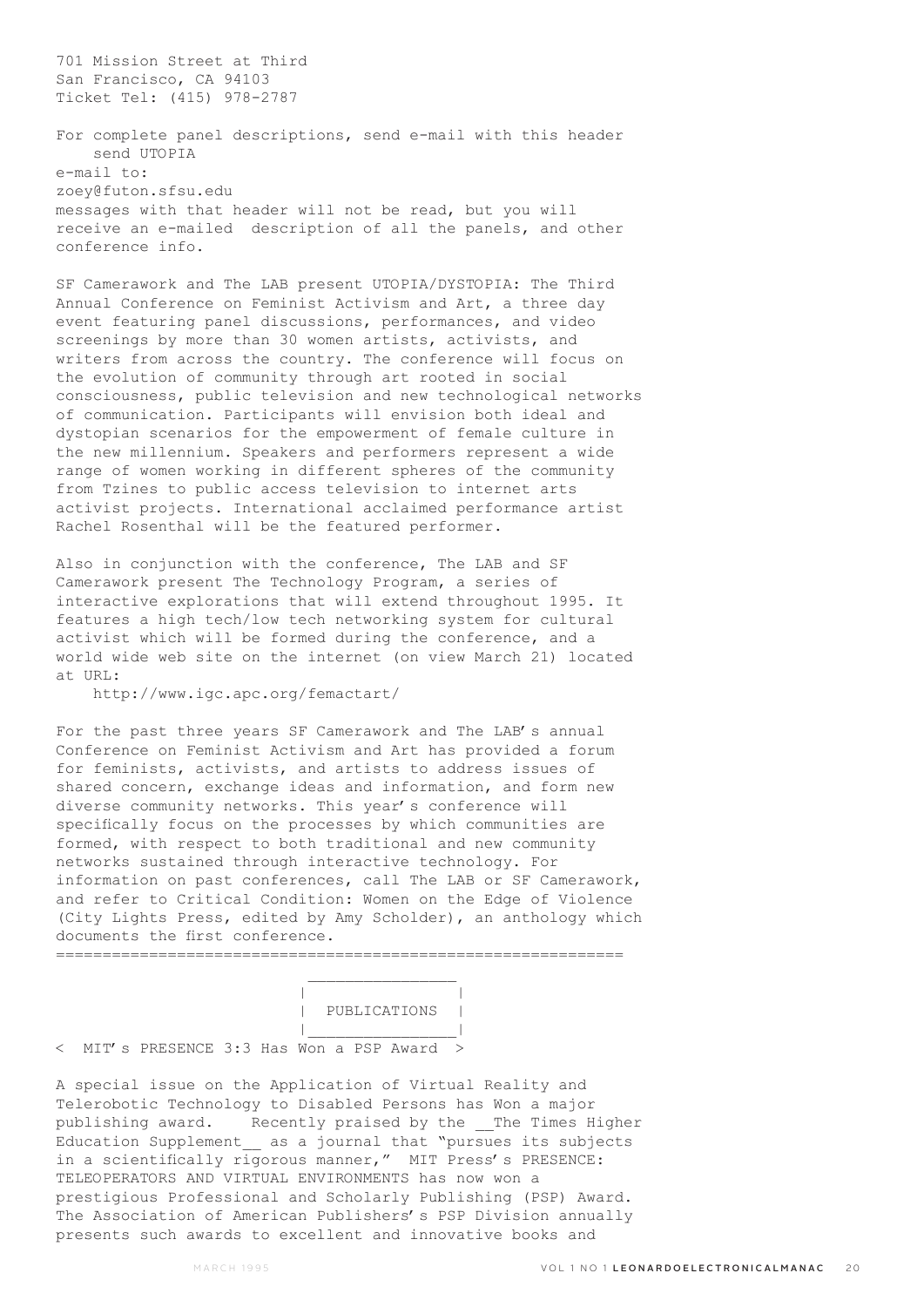701 Mission Street at Third
San Francisco, CA 94103
Ticket Tel: (415) 978-2787

For complete panel descriptions, send e-mail with this header
    send UTOPIA
e-mail to:
zoey@futon.sfsu.edu
messages with that header will not be read, but you will receive an e-mailed description of all the panels, and other conference info.

SF Camerawork and The LAB present UTOPIA/DYSTOPIA: The Third Annual Conference on Feminist Activism and Art, a three day event featuring panel discussions, performances, and video screenings by more than 30 women artists, activists, and writers from across the country. The conference will focus on the evolution of community through art rooted in social consciousness, public television and new technological networks of communication. Participants will envision both ideal and dystopian scenarios for the empowerment of female culture in the new millennium. Speakers and performers represent a wide range of women working in different spheres of the community from Tzines to public access television to internet arts activist projects. International acclaimed performance artist Rachel Rosenthal will be the featured performer.

Also in conjunction with the conference, The LAB and SF Camerawork present The Technology Program, a series of interactive explorations that will extend throughout 1995. It features a high tech/low tech networking system for cultural activist which will be formed during the conference, and a world wide web site on the internet (on view March 21) located at URL:
    http://www.igc.apc.org/femactart/

For the past three years SF Camerawork and The LAB's annual Conference on Feminist Activism and Art has provided a forum for feminists, activists, and artists to address issues of shared concern, exchange ideas and information, and form new diverse community networks. This year's conference will specifically focus on the processes by which communities are formed, with respect to both traditional and new community networks sustained through interactive technology. For information on past conferences, call The LAB or SF Camerawork, and refer to Critical Condition: Women on the Edge of Violence (City Lights Press, edited by Amy Scholder), an anthology which documents the first conference.

# PUBLICATIONS

< MIT's PRESENCE 3:3 Has Won a PSP Award >

A special issue on the Application of Virtual Reality and Telerobotic Technology to Disabled Persons has Won a major publishing award. Recently praised by the __The Times Higher Education Supplement__ as a journal that "pursues its subjects in a scientifically rigorous manner," MIT Press's PRESENCE: TELEOPERATORS AND VIRTUAL ENVIRONMENTS has now won a prestigious Professional and Scholarly Publishing (PSP) Award. The Association of American Publishers's PSP Division annually presents such awards to excellent and innovative books and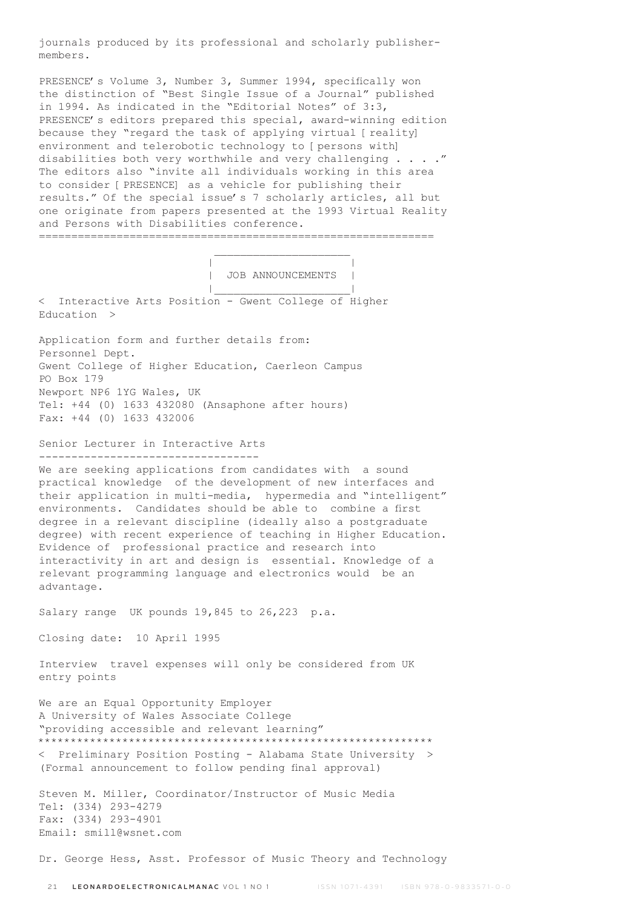journals produced by its professional and scholarly publisher-members.

PRESENCE's Volume 3, Number 3, Summer 1994, specifically won the distinction of "Best Single Issue of a Journal" published in 1994. As indicated in the "Editorial Notes" of 3:3, PRESENCE's editors prepared this special, award-winning edition because they "regard the task of applying virtual [reality] environment and telerobotic technology to [persons with] disabilities both very worthwhile and very challenging . . . ." The editors also "invite all individuals working in this area to consider [PRESENCE] as a vehicle for publishing their results." Of the special issue's 7 scholarly articles, all but one originate from papers presented at the 1993 Virtual Reality and Persons with Disabilities conference.

============================================================

## JOB ANNOUNCEMENTS

< Interactive Arts Position - Gwent College of Higher Education >

Application form and further details from:
Personnel Dept.
Gwent College of Higher Education, Caerleon Campus
PO Box 179
Newport NP6 1YG Wales, UK
Tel: +44 (0) 1633 432080 (Ansaphone after hours)
Fax: +44 (0) 1633 432006

### Senior Lecturer in Interactive Arts

We are seeking applications from candidates with a sound practical knowledge of the development of new interfaces and their application in multi-media, hypermedia and "intelligent" environments. Candidates should be able to combine a first degree in a relevant discipline (ideally also a postgraduate degree) with recent experience of teaching in Higher Education. Evidence of professional practice and research into interactivity in art and design is essential. Knowledge of a relevant programming language and electronics would be an advantage.

Salary range UK pounds 19,845 to 26,223 p.a.

Closing date: 10 April 1995

Interview travel expenses will only be considered from UK entry points

We are an Equal Opportunity Employer
A University of Wales Associate College
"providing accessible and relevant learning"

************************************************************

< Preliminary Position Posting - Alabama State University >
(Formal announcement to follow pending final approval)

Steven M. Miller, Coordinator/Instructor of Music Media
Tel: (334) 293-4279
Fax: (334) 293-4901
Email: smill@wsnet.com

Dr. George Hess, Asst. Professor of Music Theory and Technology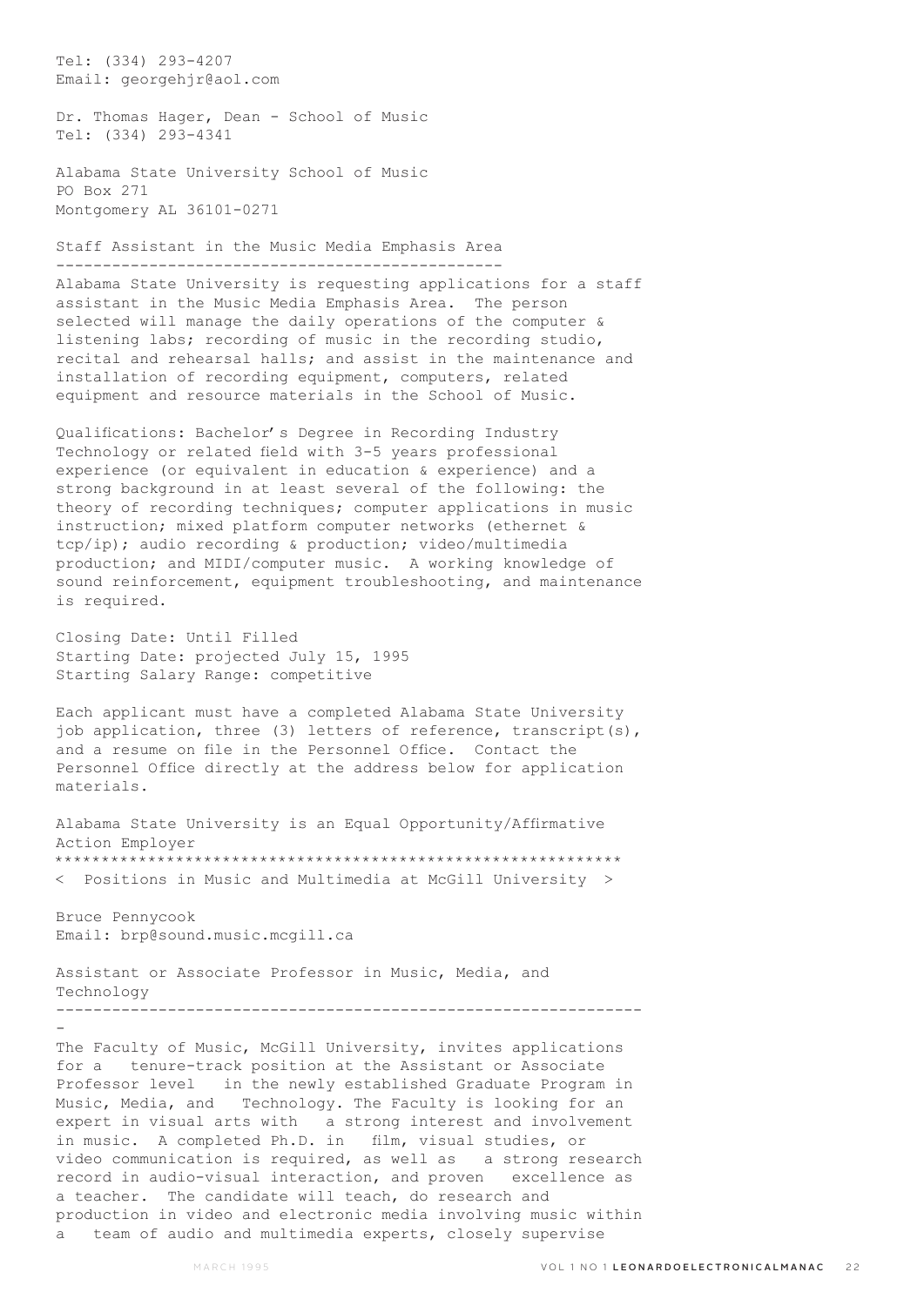Tel: (334) 293-4207
Email: georgehjr@aol.com

Dr. Thomas Hager, Dean - School of Music
Tel: (334) 293-4341

Alabama State University School of Music
PO Box 271
Montgomery AL 36101-0271

## Staff Assistant in the Music Media Emphasis Area

Alabama State University is requesting applications for a staff assistant in the Music Media Emphasis Area. The person selected will manage the daily operations of the computer & listening labs; recording of music in the recording studio, recital and rehearsal halls; and assist in the maintenance and installation of recording equipment, computers, related equipment and resource materials in the School of Music.

Qualifications: Bachelor's Degree in Recording Industry Technology or related field with 3-5 years professional experience (or equivalent in education & experience) and a strong background in at least several of the following: the theory of recording techniques; computer applications in music instruction; mixed platform computer networks (ethernet & tcp/ip); audio recording & production; video/multimedia production; and MIDI/computer music. A working knowledge of sound reinforcement, equipment troubleshooting, and maintenance is required.

Closing Date: Until Filled
Starting Date: projected July 15, 1995
Starting Salary Range: competitive

Each applicant must have a completed Alabama State University job application, three (3) letters of reference, transcript(s), and a resume on file in the Personnel Office. Contact the Personnel Office directly at the address below for application materials.

Alabama State University is an Equal Opportunity/Affirmative Action Employer

*************************************************************

## < Positions in Music and Multimedia at McGill University >

Bruce Pennycook
Email: brp@sound.music.mcgill.ca

## Assistant or Associate Professor in Music, Media, and Technology

The Faculty of Music, McGill University, invites applications for a tenure-track position at the Assistant or Associate Professor level in the newly established Graduate Program in Music, Media, and Technology. The Faculty is looking for an expert in visual arts with a strong interest and involvement in music. A completed Ph.D. in film, visual studies, or video communication is required, as well as a strong research record in audio-visual interaction, and proven excellence as a teacher. The candidate will teach, do research and production in video and electronic media involving music within a team of audio and multimedia experts, closely supervise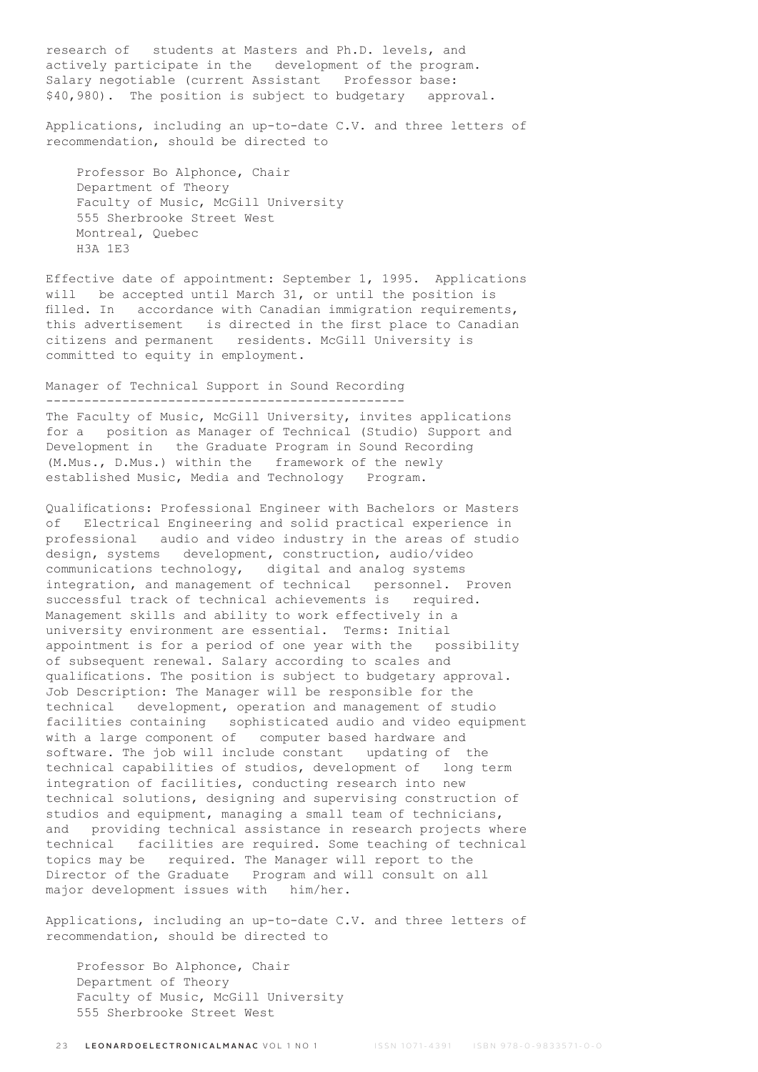research of students at Masters and Ph.D. levels, and actively participate in the development of the program. Salary negotiable (current Assistant Professor base: $40,980). The position is subject to budgetary approval.

Applications, including an up-to-date C.V. and three letters of recommendation, should be directed to

Professor Bo Alphonce, Chair  
Department of Theory  
Faculty of Music, McGill University  
555 Sherbrooke Street West  
Montreal, Quebec  
H3A 1E3

Effective date of appointment: September 1, 1995. Applications will be accepted until March 31, or until the position is filled. In accordance with Canadian immigration requirements, this advertisement is directed in the first place to Canadian citizens and permanent residents. McGill University is committed to equity in employment.

## Manager of Technical Support in Sound Recording

The Faculty of Music, McGill University, invites applications for a position as Manager of Technical (Studio) Support and Development in the Graduate Program in Sound Recording (M.Mus., D.Mus.) within the framework of the newly established Music, Media and Technology Program.

Qualifications: Professional Engineer with Bachelors or Masters of Electrical Engineering and solid practical experience in professional audio and video industry in the areas of studio design, systems development, construction, audio/video communications technology, digital and analog systems integration, and management of technical personnel. Proven successful track of technical achievements is required. Management skills and ability to work effectively in a university environment are essential. Terms: Initial appointment is for a period of one year with the possibility of subsequent renewal. Salary according to scales and qualifications. The position is subject to budgetary approval. Job Description: The Manager will be responsible for the technical development, operation and management of studio facilities containing sophisticated audio and video equipment with a large component of computer based hardware and software. The job will include constant updating of the technical capabilities of studios, development of long term integration of facilities, conducting research into new technical solutions, designing and supervising construction of studios and equipment, managing a small team of technicians, and providing technical assistance in research projects where technical facilities are required. Some teaching of technical topics may be required. The Manager will report to the Director of the Graduate Program and will consult on all major development issues with him/her.

Applications, including an up-to-date C.V. and three letters of recommendation, should be directed to

Professor Bo Alphonce, Chair  
Department of Theory  
Faculty of Music, McGill University  
555 Sherbrooke Street West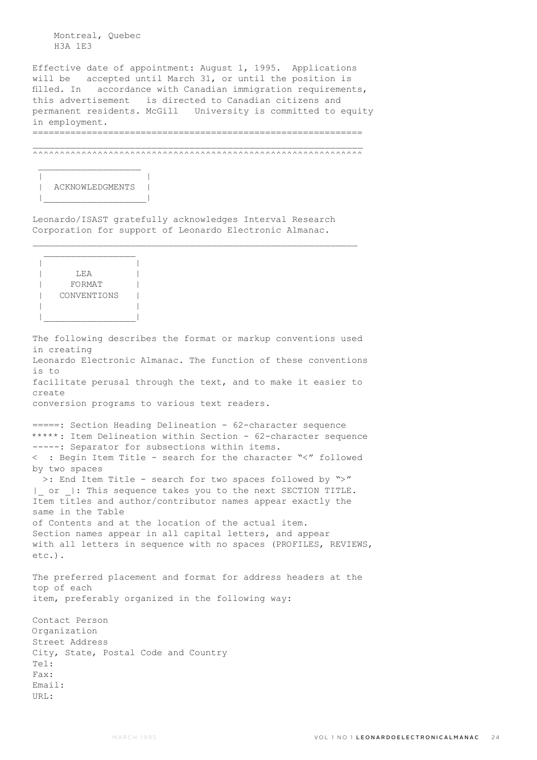Montreal, Quebec
H3A 1E3

Effective date of appointment: August 1, 1995. Applications will be accepted until March 31, or until the position is filled. In accordance with Canadian immigration requirements, this advertisement is directed to Canadian citizens and permanent residents. McGill University is committed to equity in employment.

==============================================================
______________________________________________________________
^^^^^^^^^^^^^^^^^^^^^^^^^^^^^^^^^^^^^^^^^^^^^^^^^^^^^^^^^^^^^^

## ACKNOWLEDGMENTS

Leonardo/ISAST gratefully acknowledges Interval Research Corporation for support of Leonardo Electronic Almanac.

______________________________________________________________

## LEA FORMAT CONVENTIONS

The following describes the format or markup conventions used in creating
Leonardo Electronic Almanac. The function of these conventions is to
facilitate perusal through the text, and to make it easier to create
conversion programs to various text readers.

=====: Section Heading Delineation - 62-character sequence
*****: Item Delineation within Section - 62-character sequence
-----: Separator for subsections within items.
<  : Begin Item Title - search for the character "<" followed by two spaces
  >: End Item Title - search for two spaces followed by ">"
|_ or _|: This sequence takes you to the next SECTION TITLE.
Item titles and author/contributor names appear exactly the same in the Table
of Contents and at the location of the actual item.
Section names appear in all capital letters, and appear
with all letters in sequence with no spaces (PROFILES, REVIEWS, etc.).

The preferred placement and format for address headers at the top of each
item, preferably organized in the following way:

Contact Person
Organization
Street Address
City, State, Postal Code and Country
Tel:
Fax:
Email:
URL: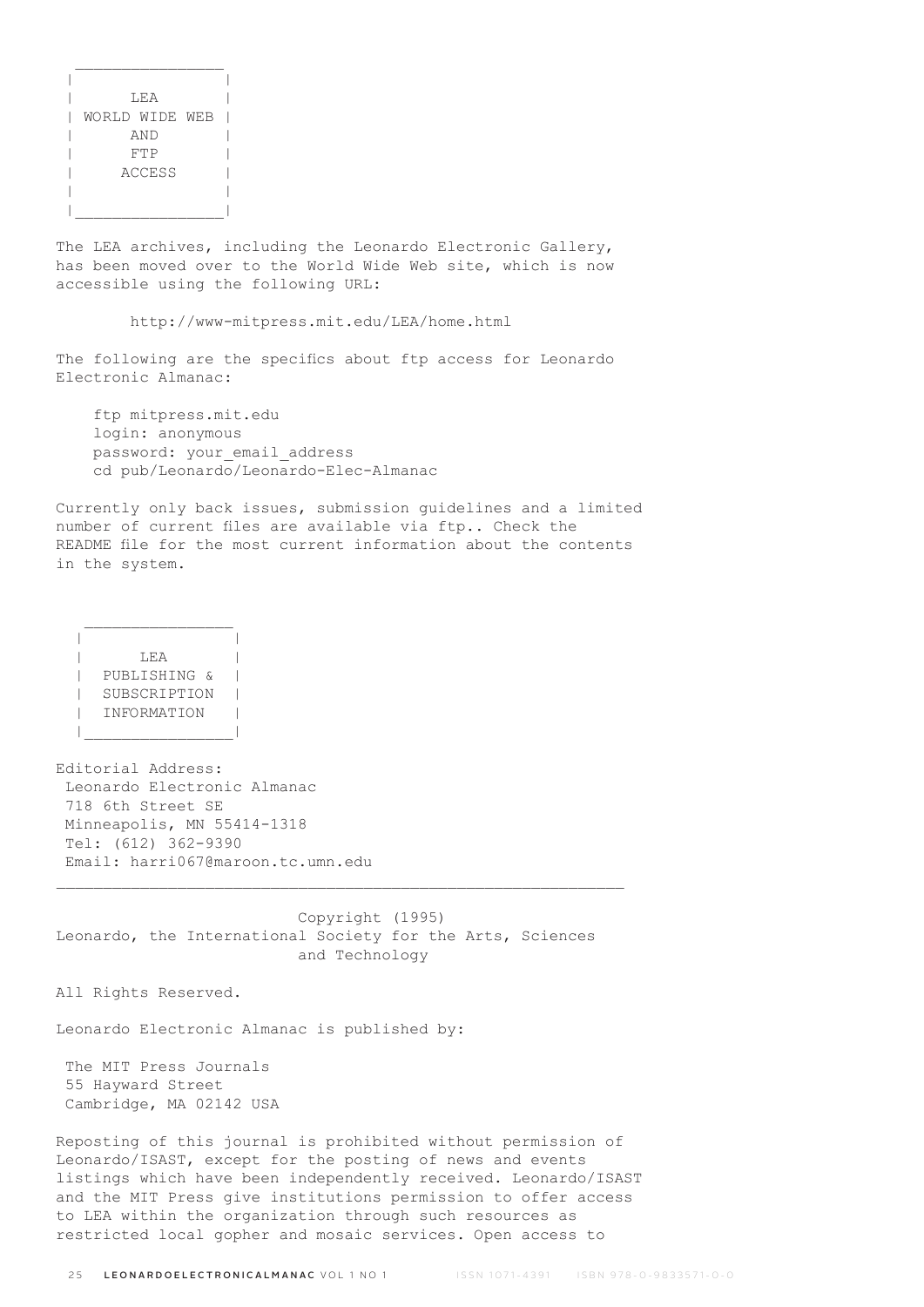## LEA WORLD WIDE WEB AND FTP ACCESS

The LEA archives, including the Leonardo Electronic Gallery, has been moved over to the World Wide Web site, which is now accessible using the following URL:

http://www-mitpress.mit.edu/LEA/home.html

The following are the specifics about ftp access for Leonardo Electronic Almanac:

```
ftp mitpress.mit.edu
login: anonymous
password: your_email_address
cd pub/Leonardo/Leonardo-Elec-Almanac
```

Currently only back issues, submission guidelines and a limited number of current files are available via ftp.. Check the README file for the most current information about the contents in the system.

## LEA PUBLISHING & SUBSCRIPTION INFORMATION

Editorial Address:
Leonardo Electronic Almanac
718 6th Street SE
Minneapolis, MN 55414-1318
Tel: (612) 362-9390
Email: harri067@maroon.tc.umn.edu

---

Copyright (1995)
Leonardo, the International Society for the Arts, Sciences and Technology

All Rights Reserved.

Leonardo Electronic Almanac is published by:

The MIT Press Journals
55 Hayward Street
Cambridge, MA 02142 USA

Reposting of this journal is prohibited without permission of Leonardo/ISAST, except for the posting of news and events listings which have been independently received. Leonardo/ISAST and the MIT Press give institutions permission to offer access to LEA within the organization through such resources as restricted local gopher and mosaic services. Open access to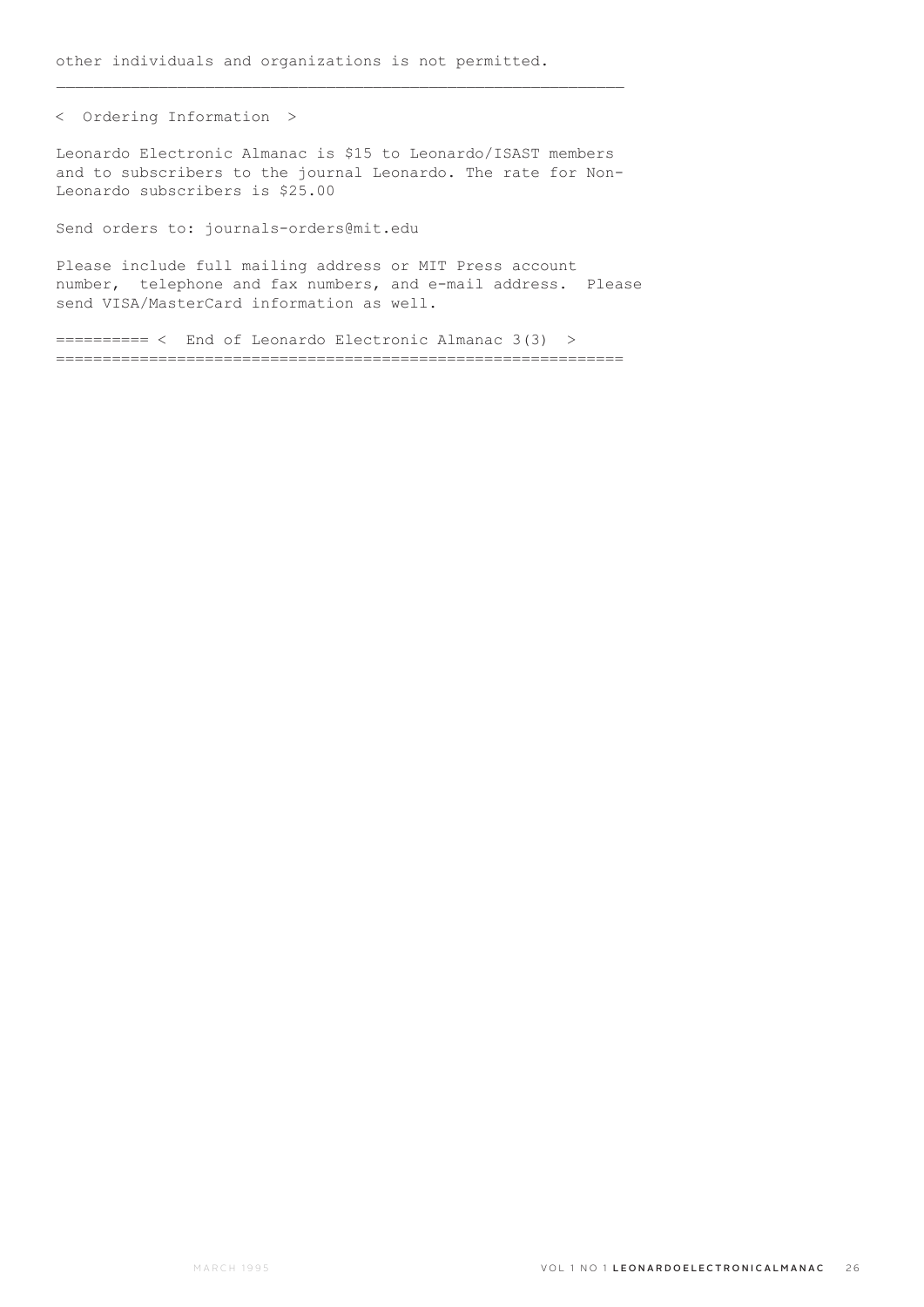other individuals and organizations is not permitted.

___________________________________________________________

< Ordering Information >

Leonardo Electronic Almanac is $15 to Leonardo/ISAST members and to subscribers to the journal Leonardo. The rate for Non-Leonardo subscribers is $25.00

Send orders to: journals-orders@mit.edu

Please include full mailing address or MIT Press account number, telephone and fax numbers, and e-mail address. Please send VISA/MasterCard information as well.

========== < End of Leonardo Electronic Almanac 3(3) >
==============================================================